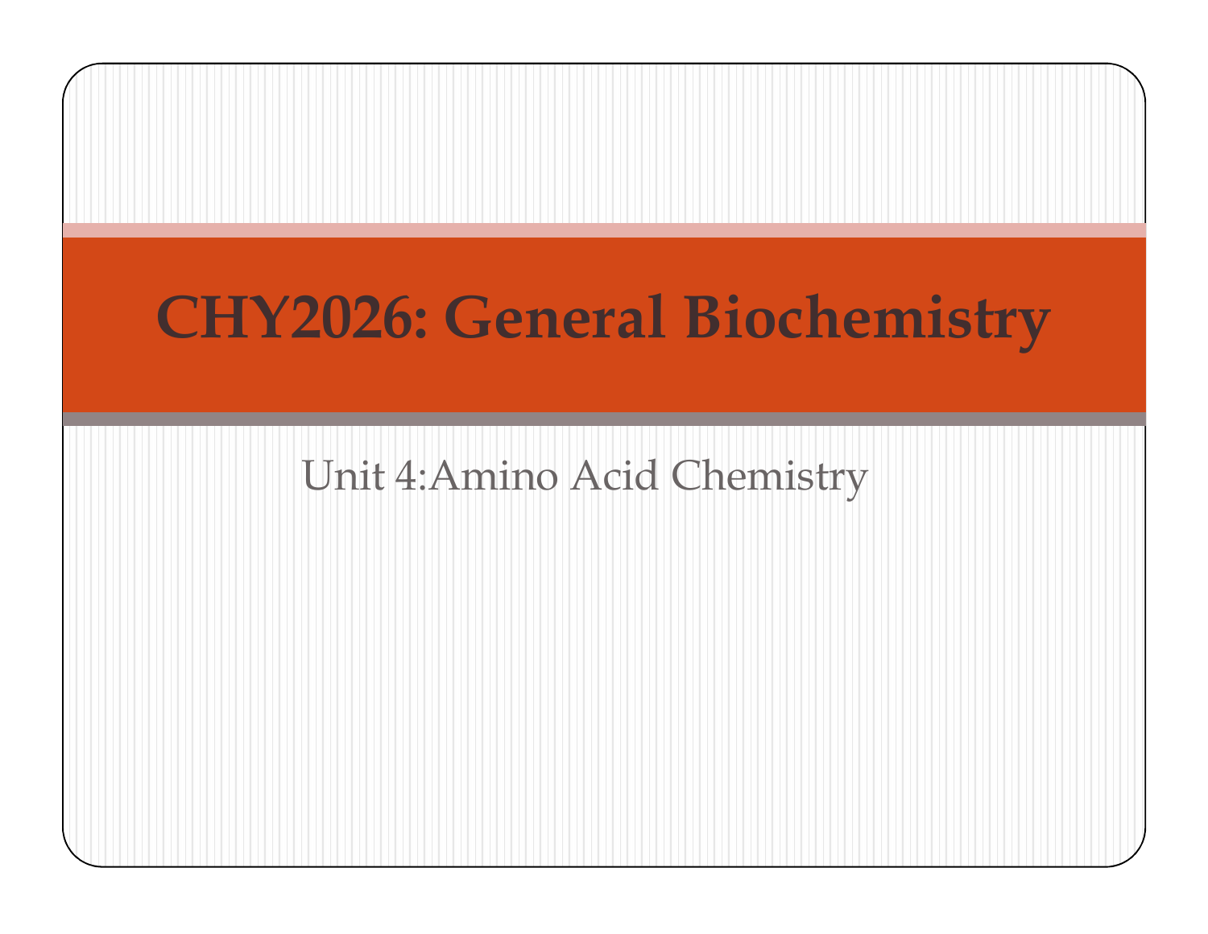# CHY2026: General Biochemistry

Unit 4:Amino Acid Chemistry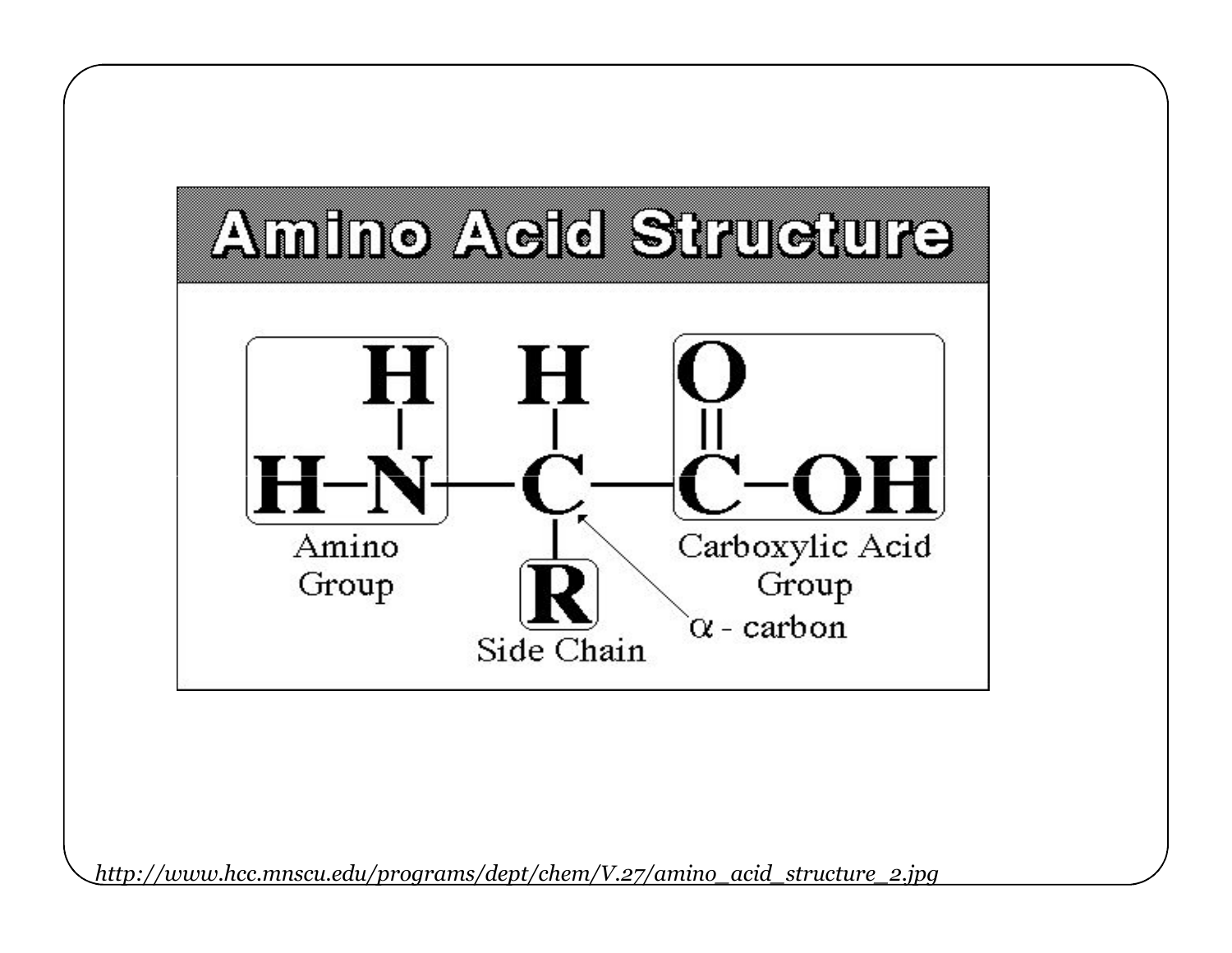# Amino Acid Structure

$$H{-}\underset{}{N}(H){-}C(H)(R){-}C(=O){-}OH$$

Amino Group

Side Chain

α - carbon

Carboxylic Acid Group

*http://www.hcc.mnscu.edu/programs/dept/chem/V.27/amino_acid_structure_2.jpg*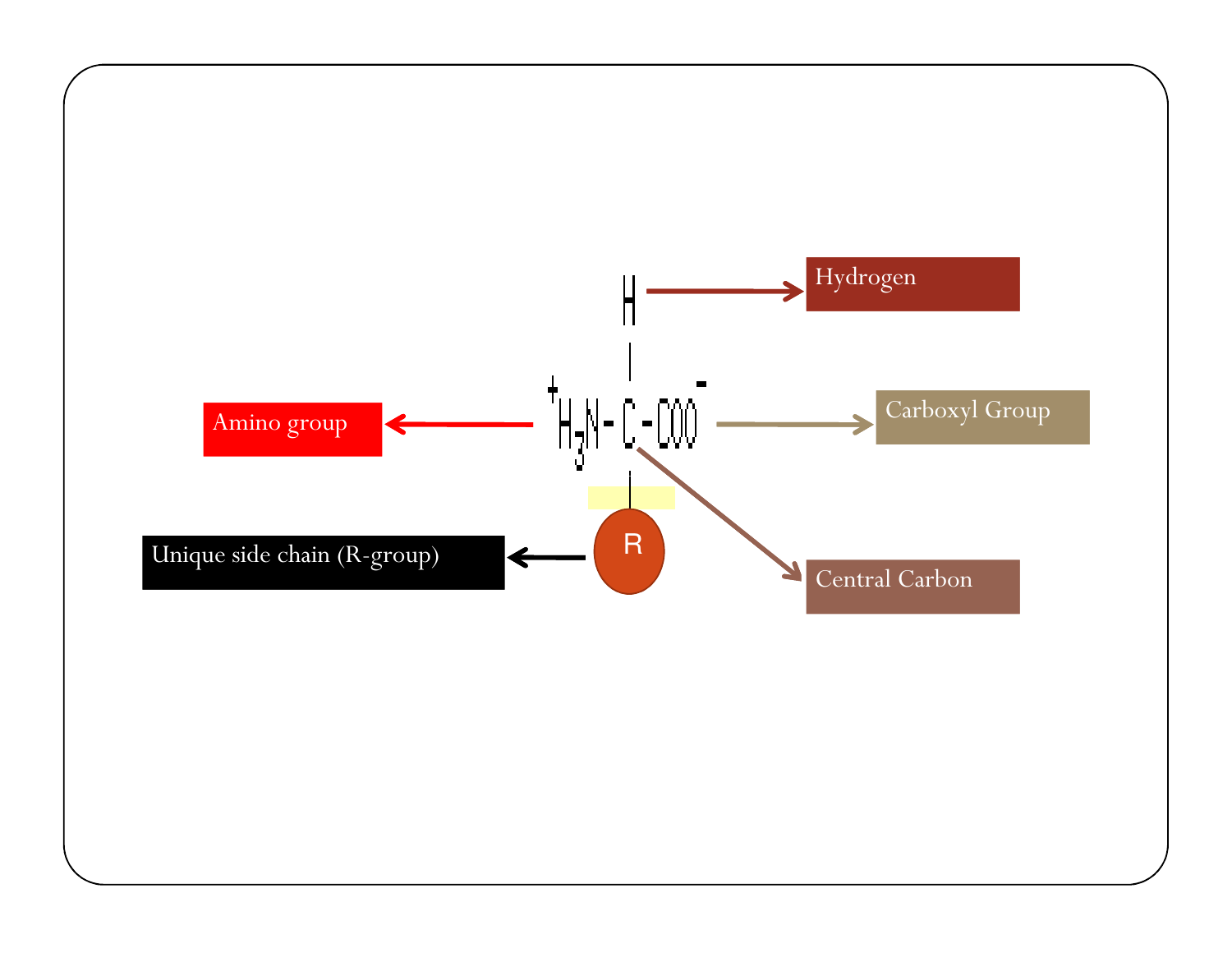$$
\begin{array}{c}
H \\
| \\
{}^{+}H_3N - C - COO^{-} \\
| \\
R
\end{array}
$$

Hydrogen

Amino group

Carboxyl Group

Unique side chain (R-group)

Central Carbon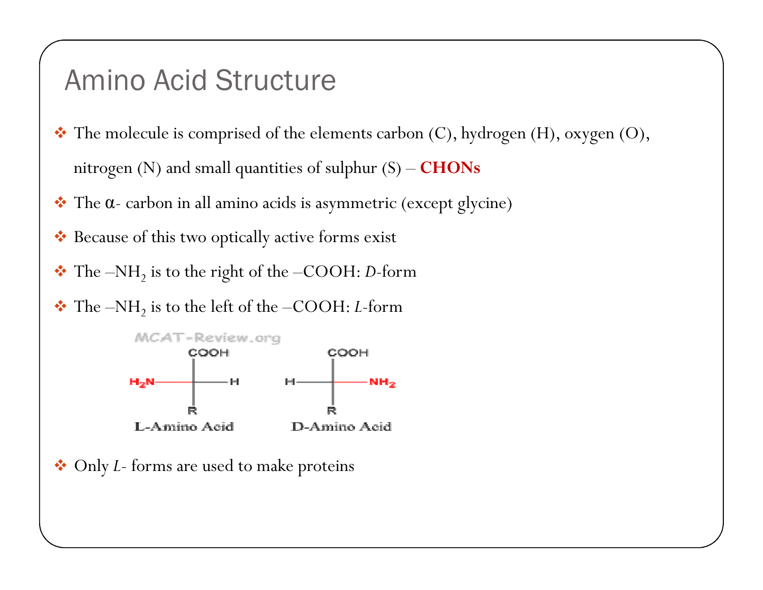# Amino Acid Structure

- The molecule is comprised of the elements carbon (C), hydrogen (H), oxygen (O), nitrogen (N) and small quantities of sulphur (S) – **CHONs**
- The α- carbon in all amino acids is asymmetric (except glycine)
- Because of this two optically active forms exist
- The $–NH_2$ is to the right of the –COOH: *D*-form
- The $–NH_2$ is to the left of the –COOH: *L*-form
- Only *L*- forms are used to make proteins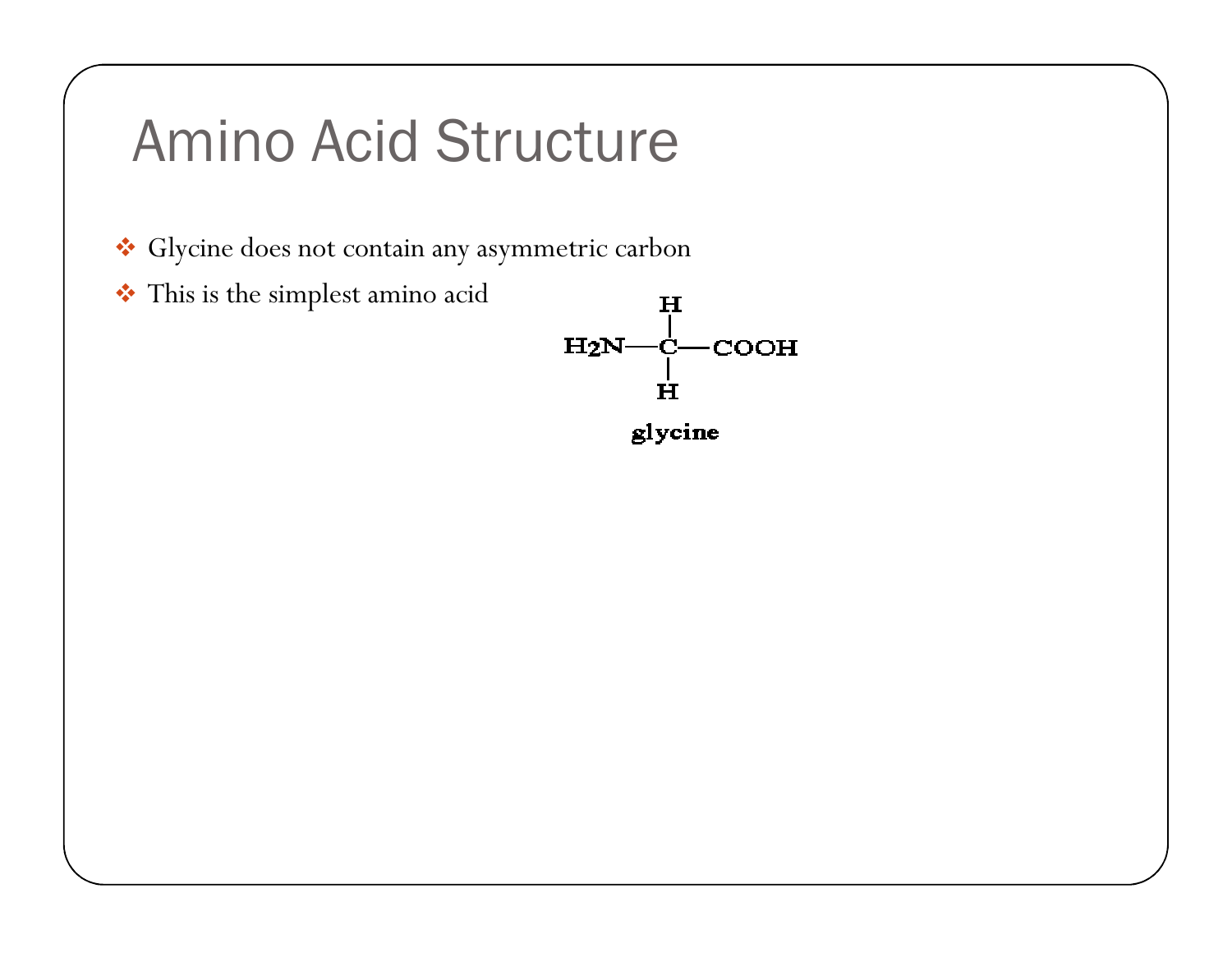# Amino Acid Structure

- Glycine does not contain any asymmetric carbon
- This is the simplest amino acid

$$
\begin{array}{c}
\mathrm{H} \\
| \\
\mathrm{H_2N}-\mathrm{C}-\mathrm{COOH} \\
| \\
\mathrm{H}
\end{array}
$$

**glycine**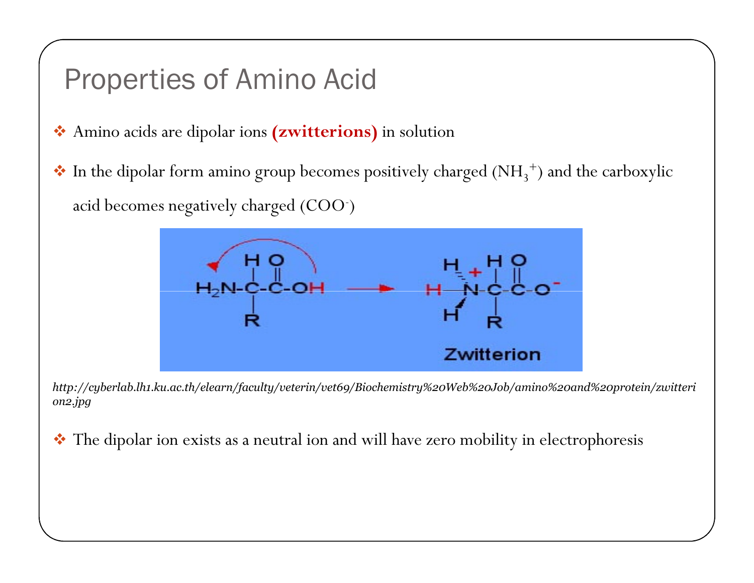# Properties of Amino Acid

- Amino acids are dipolar ions **(zwitterions)** in solution
- In the dipolar form amino group becomes positively charged ($NH_3^+$) and the carboxylic acid becomes negatively charged ($COO^-$)

*http://cyberlab.lh1.ku.ac.th/elearn/faculty/veterin/vet69/Biochemistry%20Web%20Job/amino%20and%20protein/zwitterion2.jpg*

- The dipolar ion exists as a neutral ion and will have zero mobility in electrophoresis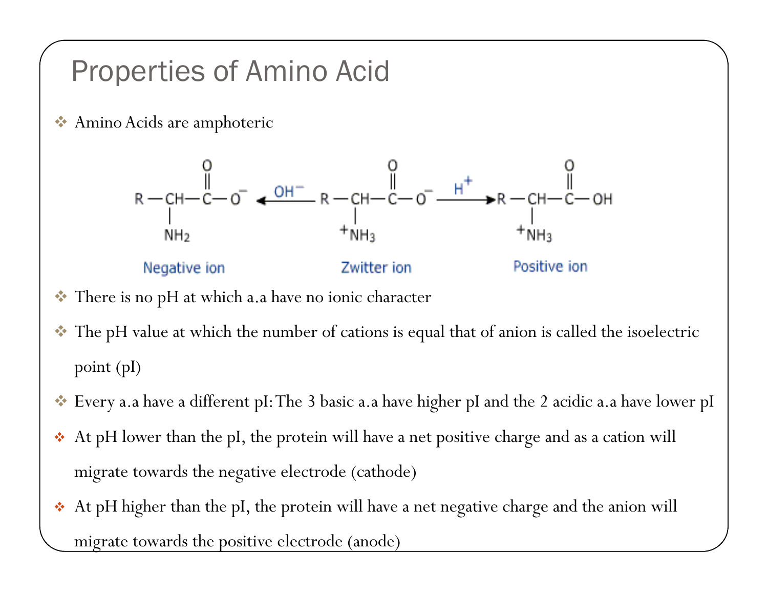# Properties of Amino Acid

- Amino Acids are amphoteric

$$\underset{\text{Negative ion}}{R-\underset{\underset{NH_2}{|}}{CH}-\overset{\overset{O}{\|}}{C}-O^-} \xleftarrow{OH^-} \underset{\text{Zwitter ion}}{R-\underset{\underset{^+NH_3}{|}}{CH}-\overset{\overset{O}{\|}}{C}-O^-} \xrightarrow{H^+} \underset{\text{Positive ion}}{R-\underset{\underset{^+NH_3}{|}}{CH}-\overset{\overset{O}{\|}}{C}-OH}$$

- There is no pH at which a.a have no ionic character
- The pH value at which the number of cations is equal that of anion is called the isoelectric point (pI)
- Every a.a have a different pI: The 3 basic a.a have higher pI and the 2 acidic a.a have lower pI
- At pH lower than the pI, the protein will have a net positive charge and as a cation will migrate towards the negative electrode (cathode)
- At pH higher than the pI, the protein will have a net negative charge and the anion will migrate towards the positive electrode (anode)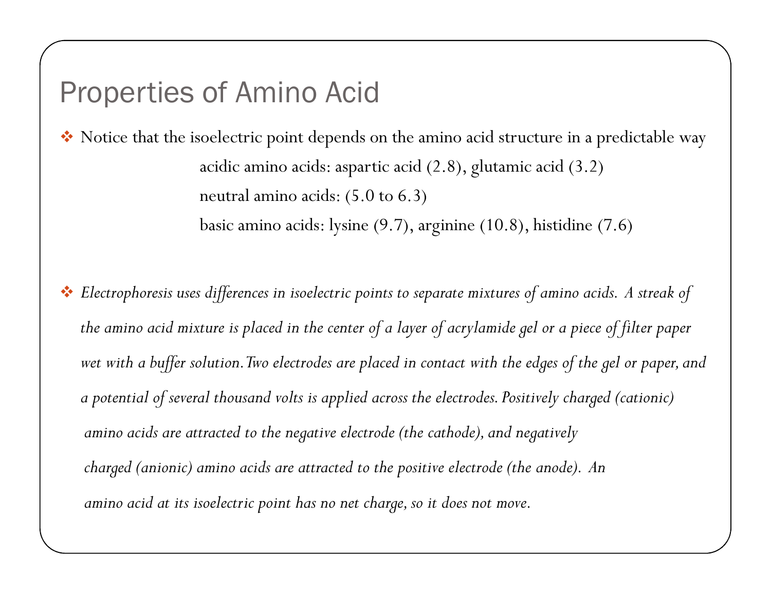# Properties of Amino Acid

- Notice that the isoelectric point depends on the amino acid structure in a predictable way

  acidic amino acids: aspartic acid (2.8), glutamic acid (3.2)

  neutral amino acids: (5.0 to 6.3)

  basic amino acids: lysine (9.7), arginine (10.8), histidine (7.6)

- *Electrophoresis uses differences in isoelectric points to separate mixtures of amino acids. A streak of the amino acid mixture is placed in the center of a layer of acrylamide gel or a piece of filter paper wet with a buffer solution. Two electrodes are placed in contact with the edges of the gel or paper, and a potential of several thousand volts is applied across the electrodes. Positively charged (cationic) amino acids are attracted to the negative electrode (the cathode), and negatively charged (anionic) amino acids are attracted to the positive electrode (the anode). An amino acid at its isoelectric point has no net charge, so it does not move.*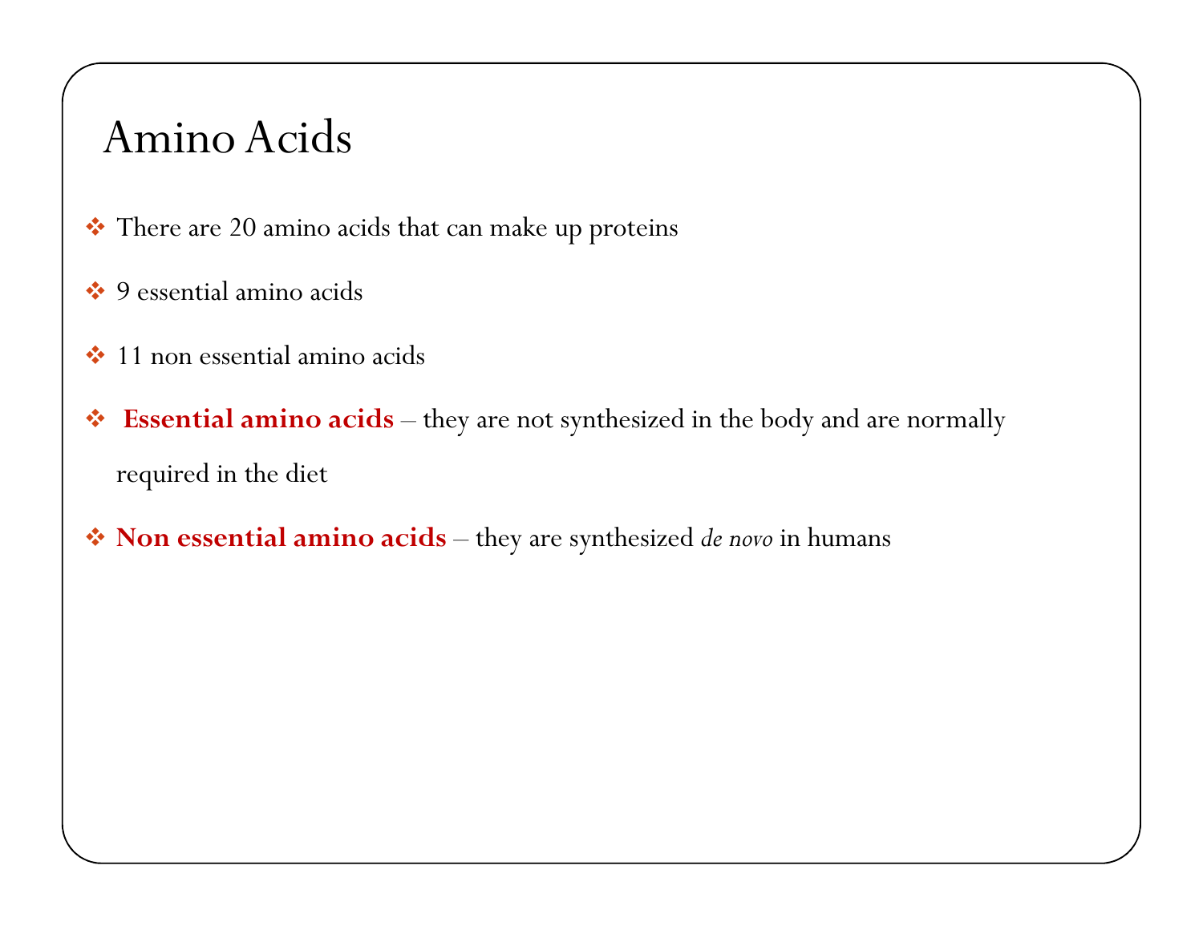# Amino Acids

- There are 20 amino acids that can make up proteins
- 9 essential amino acids
- 11 non essential amino acids
- **Essential amino acids** – they are not synthesized in the body and are normally required in the diet
- **Non essential amino acids** – they are synthesized *de novo* in humans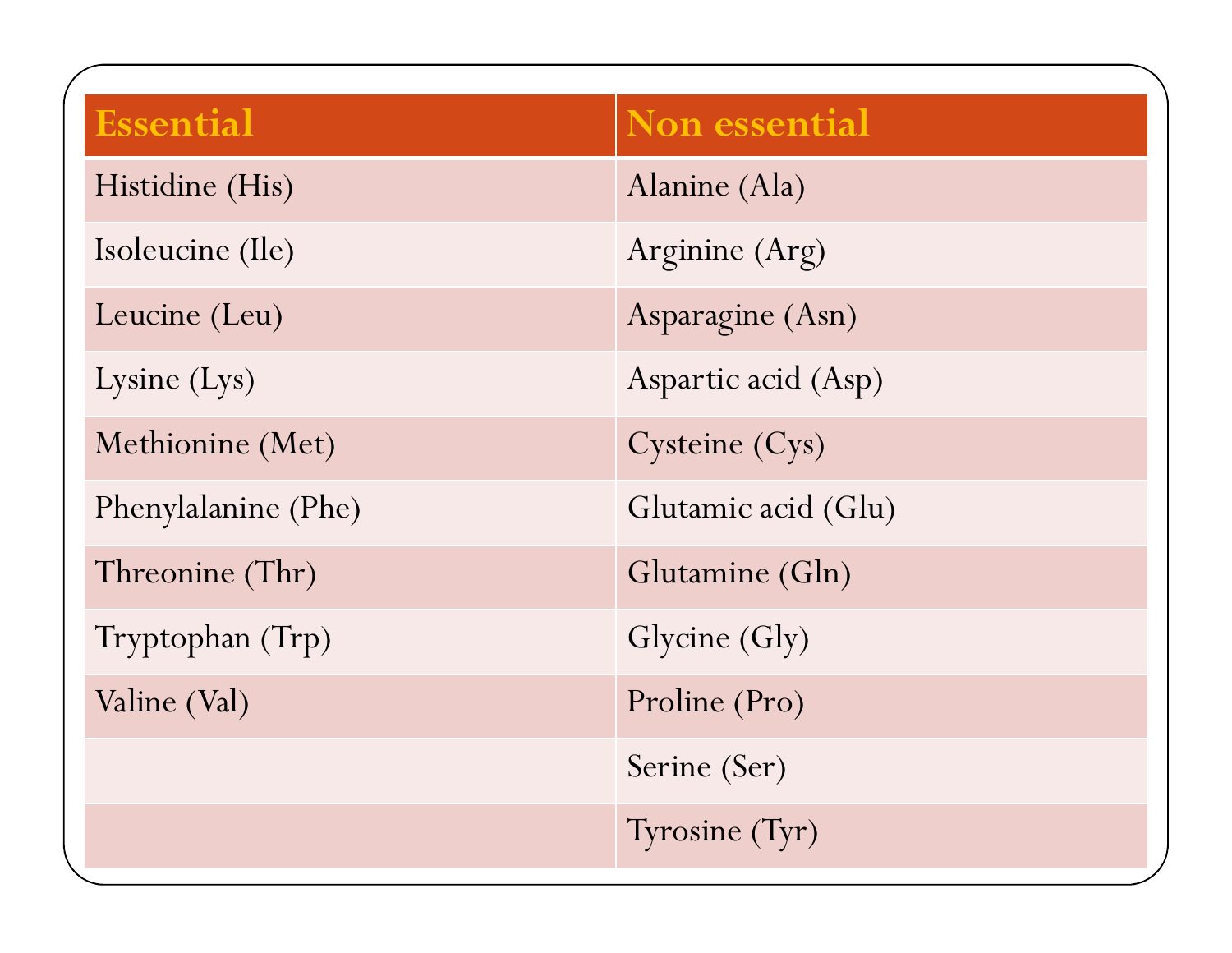| Essential | Non essential |
| --- | --- |
| Histidine (His) | Alanine (Ala) |
| Isoleucine (Ile) | Arginine (Arg) |
| Leucine (Leu) | Asparagine (Asn) |
| Lysine (Lys) | Aspartic acid (Asp) |
| Methionine (Met) | Cysteine (Cys) |
| Phenylalanine (Phe) | Glutamic acid (Glu) |
| Threonine (Thr) | Glutamine (Gln) |
| Tryptophan (Trp) | Glycine (Gly) |
| Valine (Val) | Proline (Pro) |
| | Serine (Ser) |
| | Tyrosine (Tyr) |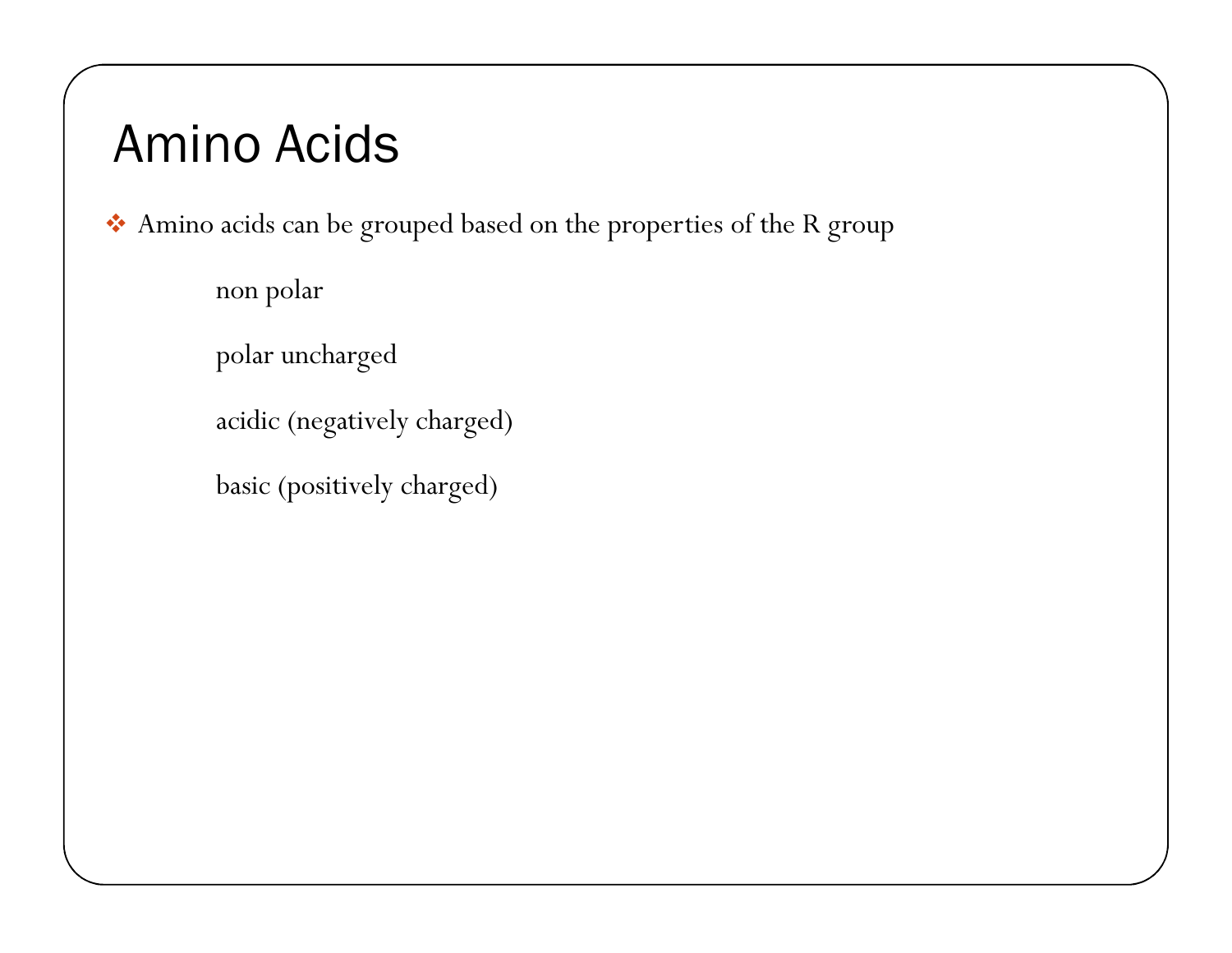# Amino Acids

- Amino acids can be grouped based on the properties of the R group
  - non polar
  - polar uncharged
  - acidic (negatively charged)
  - basic (positively charged)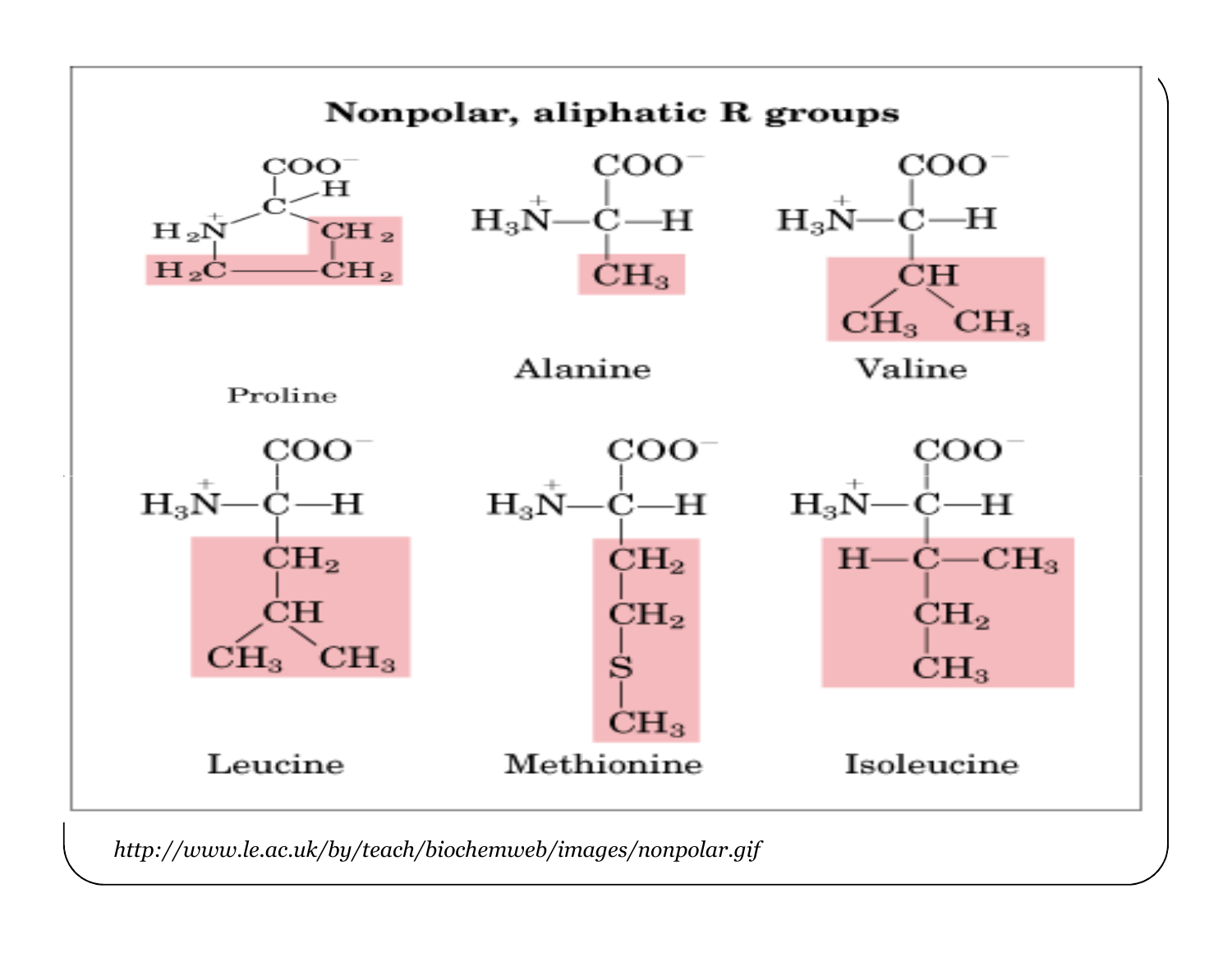## Nonpolar, aliphatic R groups

**Proline**

$$\text{COO}^- - \text{CH}(\text{H}) \text{ ring: } \text{H}_2\overset{+}{\text{N}} - \text{H}_2\text{C} - \text{CH}_2 - \text{CH}_2$$

**Alanine**

$$H_3\overset{+}{N} - C(COO^-)(H) - CH_3$$

**Valine**

$$H_3\overset{+}{N} - C(COO^-)(H) - CH(CH_3)_2$$

**Leucine**

$$H_3\overset{+}{N} - C(COO^-)(H) - CH_2 - CH(CH_3)_2$$

**Methionine**

$$H_3\overset{+}{N} - C(COO^-)(H) - CH_2 - CH_2 - S - CH_3$$

**Isoleucine**

$$H_3\overset{+}{N} - C(COO^-)(H) - C(H)(CH_3) - CH_2 - CH_3$$

*http://www.le.ac.uk/by/teach/biochemweb/images/nonpolar.gif*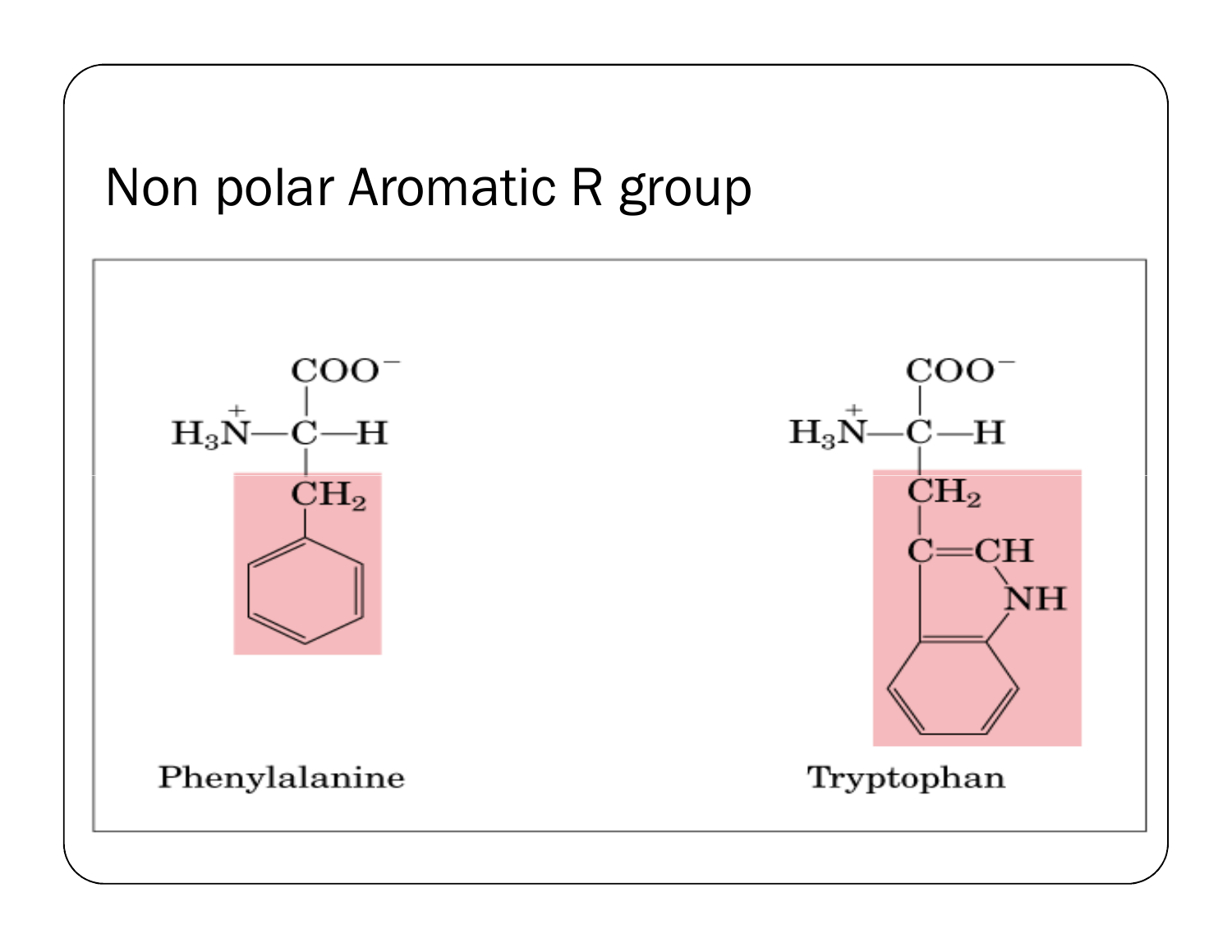# Non polar Aromatic R group

Phenylalanine

Tryptophan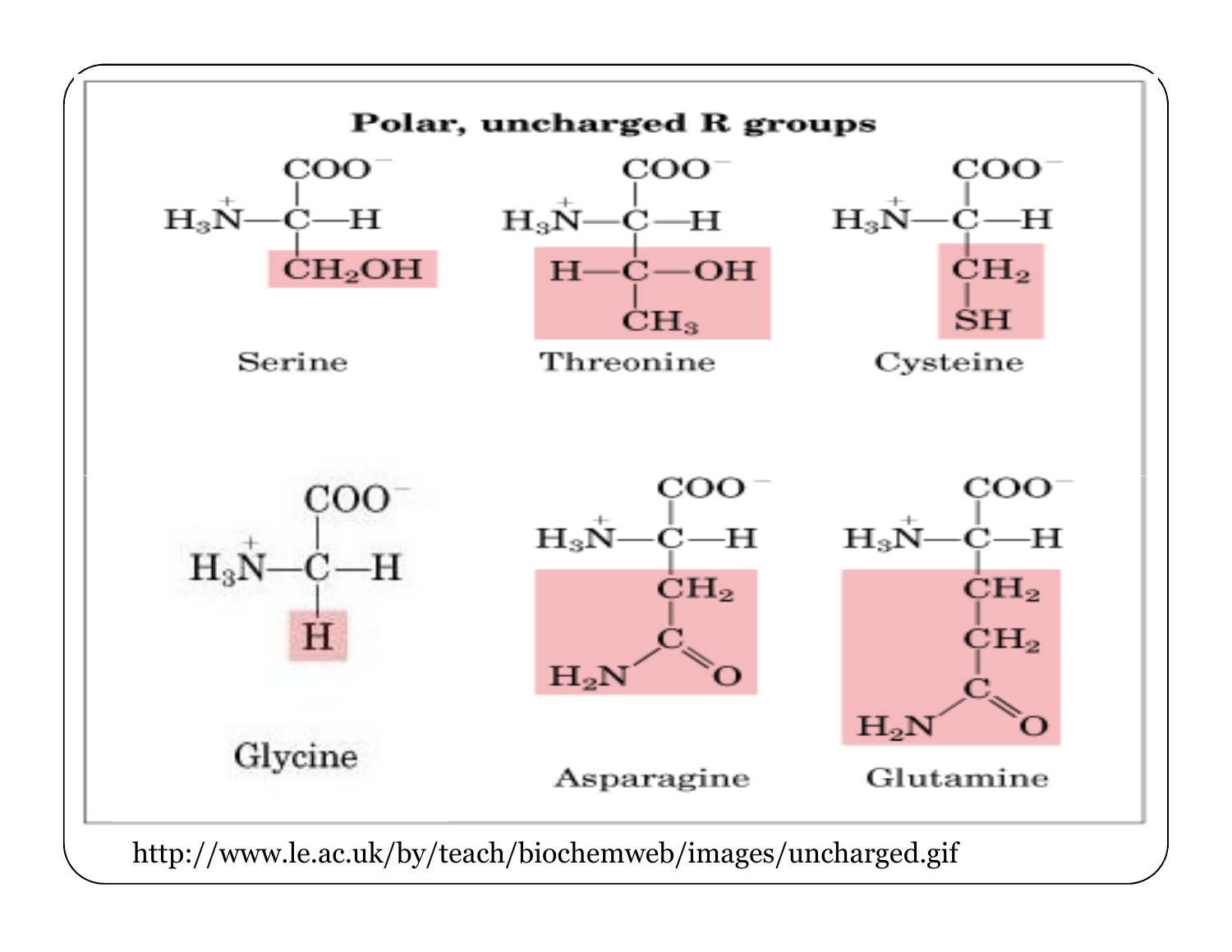### Polar, uncharged R groups

**Serine**: $H_3\overset{+}{N}-CH(COO^-)-CH_2OH$

**Threonine**: $H_3\overset{+}{N}-CH(COO^-)-CH(OH)-CH_3$

**Cysteine**: $H_3\overset{+}{N}-CH(COO^-)-CH_2-SH$

**Glycine**: $H_3\overset{+}{N}-CH(COO^-)-H$

**Asparagine**: $H_3\overset{+}{N}-CH(COO^-)-CH_2-C(=O)-NH_2$

**Glutamine**: $H_3\overset{+}{N}-CH(COO^-)-CH_2-CH_2-C(=O)-NH_2$

http://www.le.ac.uk/by/teach/biochemweb/images/uncharged.gif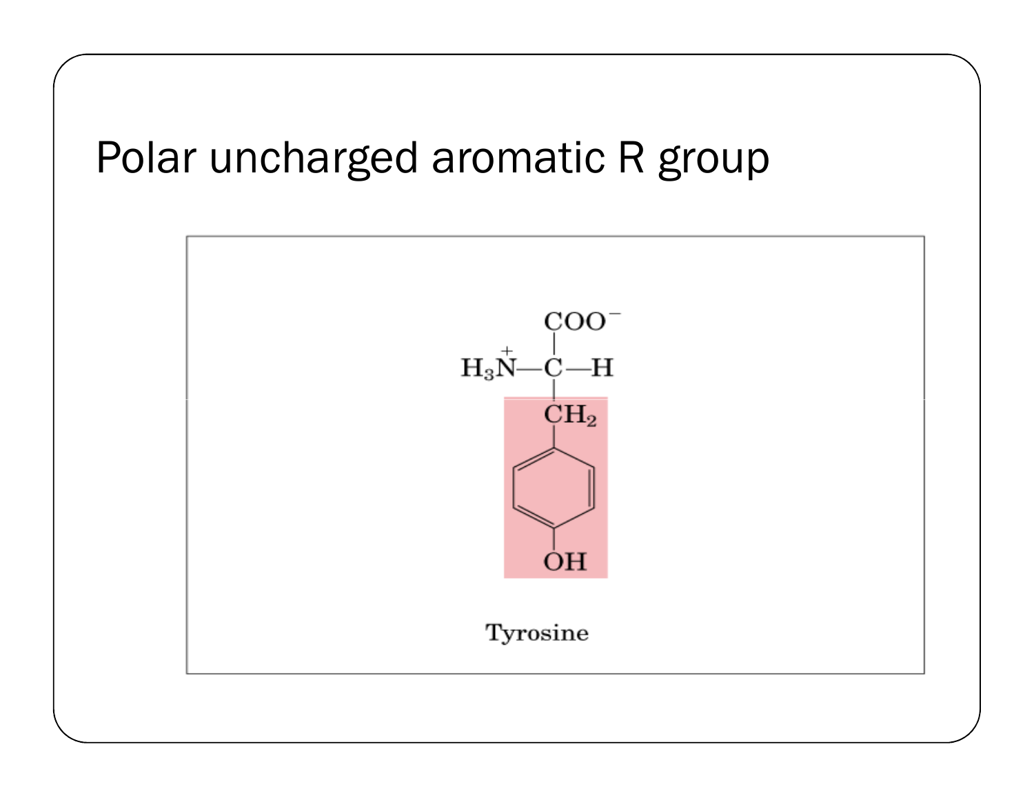# Polar uncharged aromatic R group

Tyrosine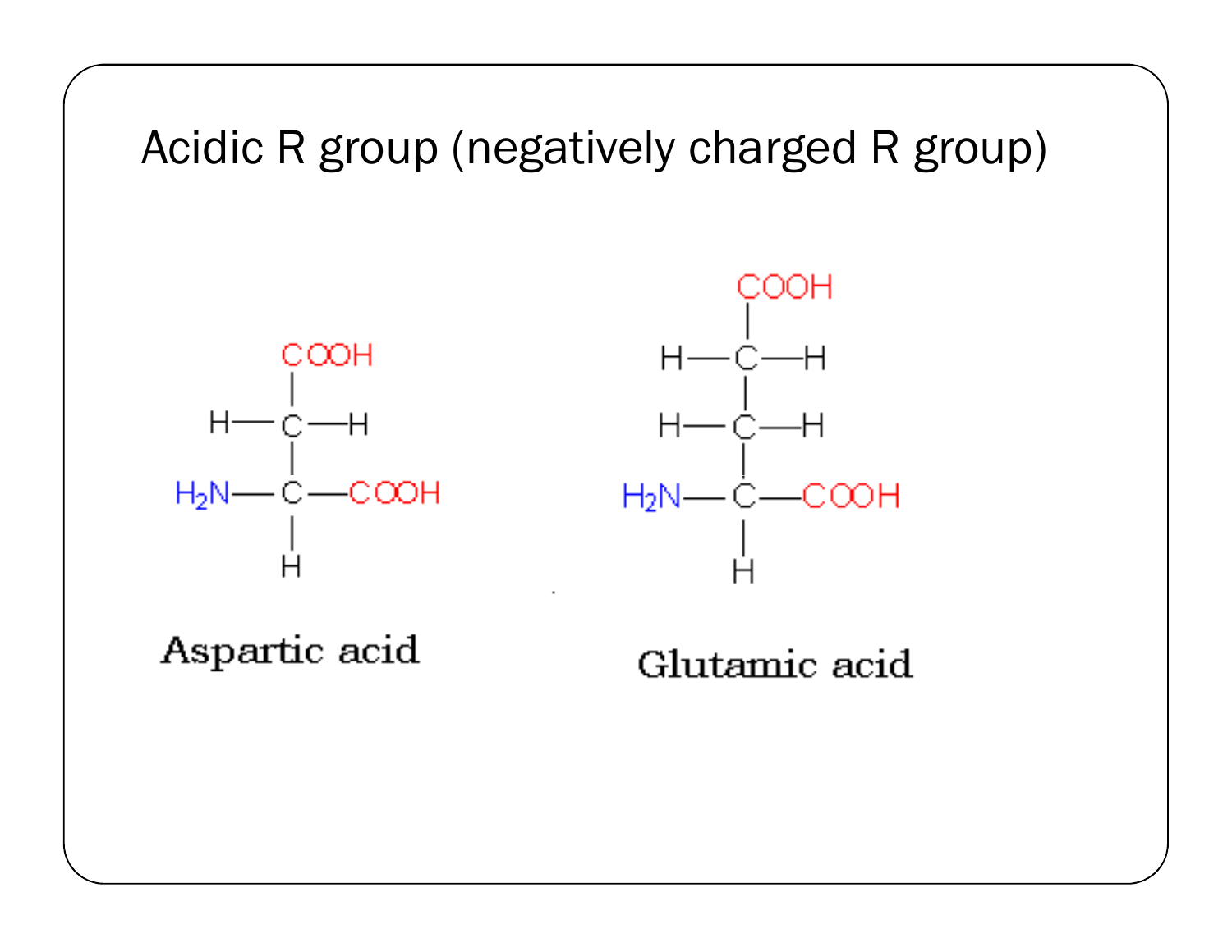# Acidic R group (negatively charged R group)

Aspartic acid

Glutamic acid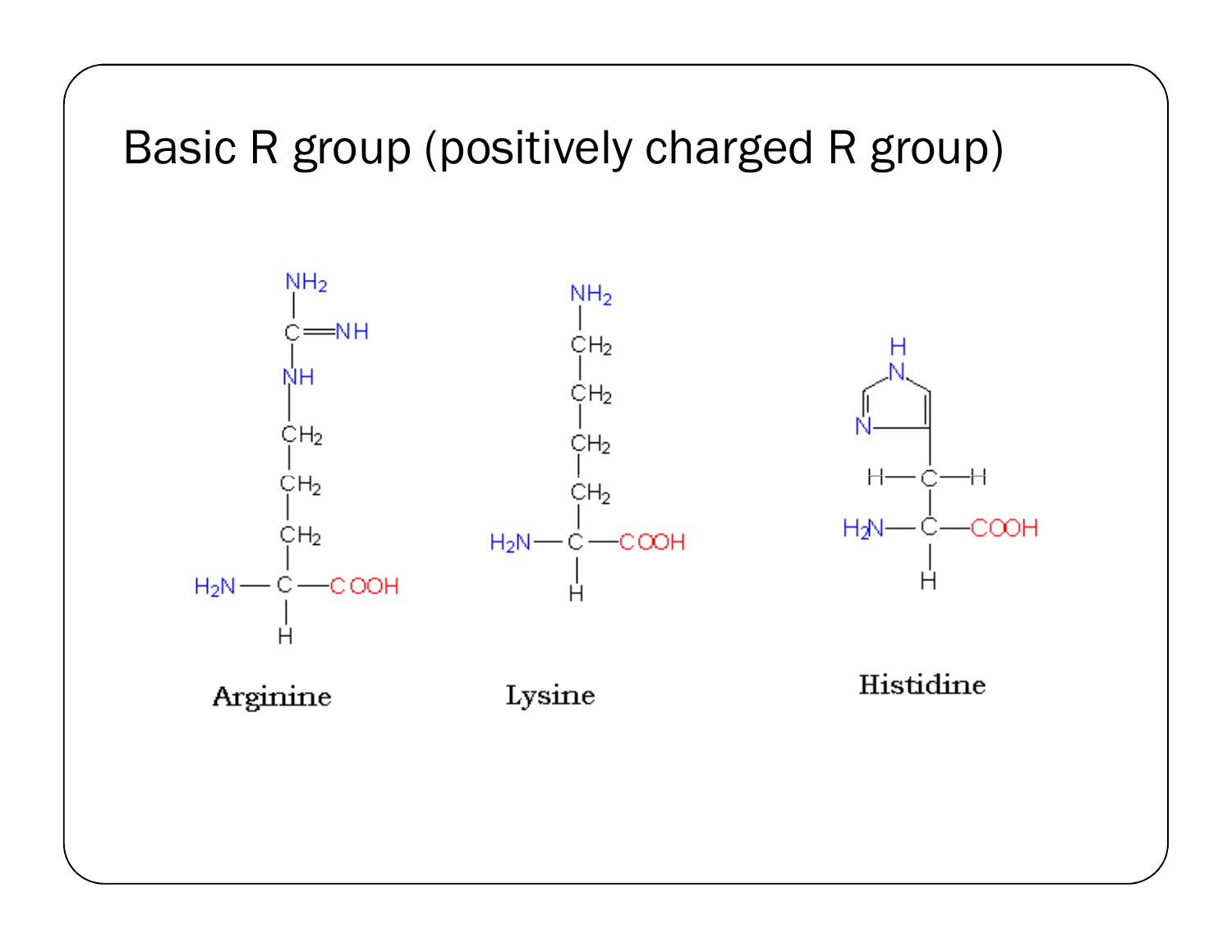# Basic R group (positively charged R group)

Arginine

Lysine

Histidine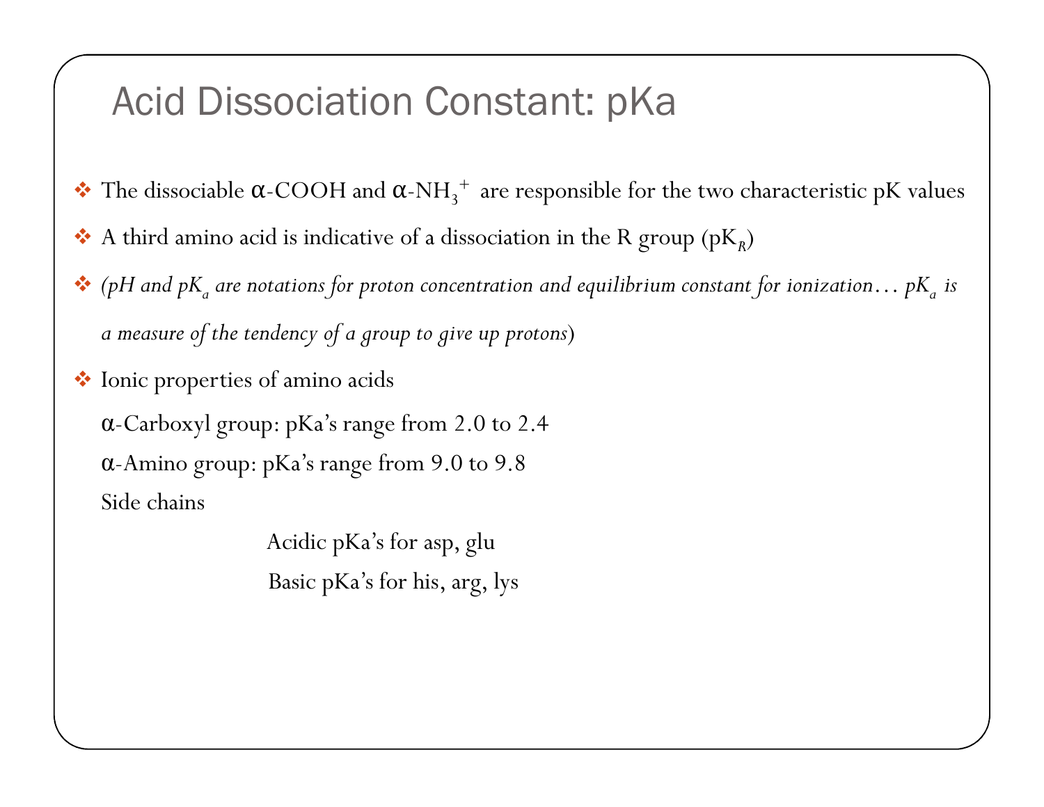# Acid Dissociation Constant: pKa

- The dissociable α-COOH and α-$NH_3^+$ are responsible for the two characteristic pK values
- A third amino acid is indicative of a dissociation in the R group ($pK_R$)
- *(pH and $pK_a$ are notations for proton concentration and equilibrium constant for ionization… $pK_a$ is a measure of the tendency of a group to give up protons*)
- Ionic properties of amino acids

  α-Carboxyl group: pKa's range from 2.0 to 2.4

  α-Amino group: pKa's range from 9.0 to 9.8

  Side chains

  Acidic pKa's for asp, glu

  Basic pKa's for his, arg, lys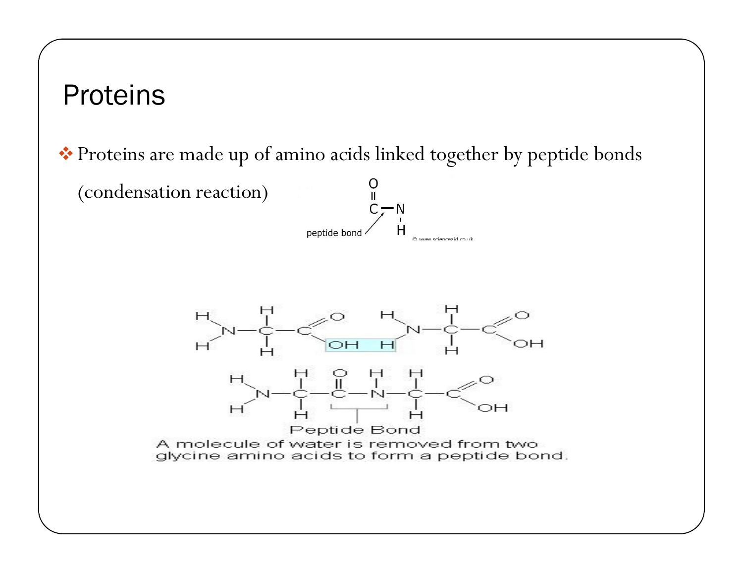# Proteins

- Proteins are made up of amino acids linked together by peptide bonds (condensation reaction)

peptide bond

Peptide Bond

A molecule of water is removed from two glycine amino acids to form a peptide bond.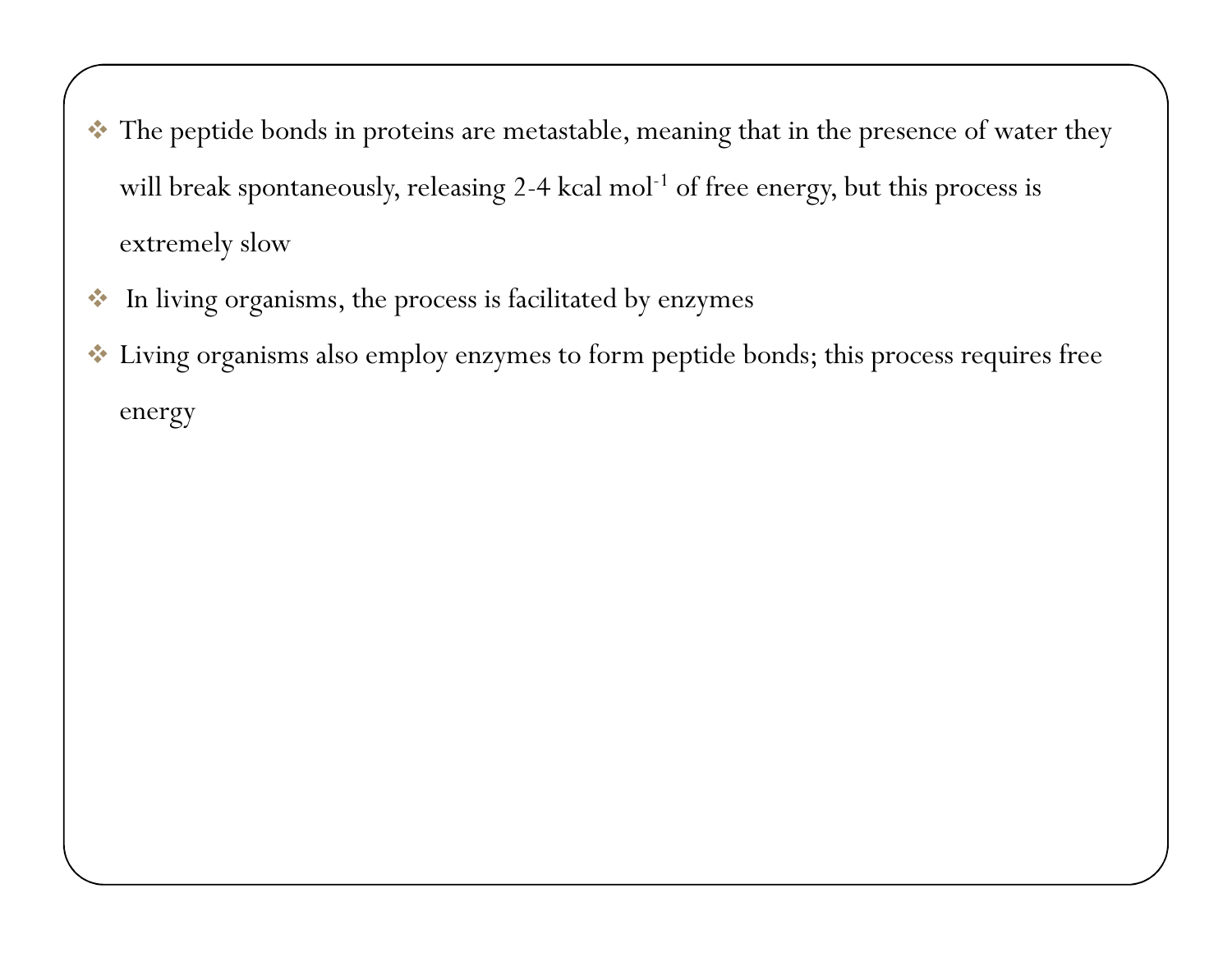- The peptide bonds in proteins are metastable, meaning that in the presence of water they will break spontaneously, releasing 2-4 kcal $mol^{-1}$ of free energy, but this process is extremely slow
- In living organisms, the process is facilitated by enzymes
- Living organisms also employ enzymes to form peptide bonds; this process requires free energy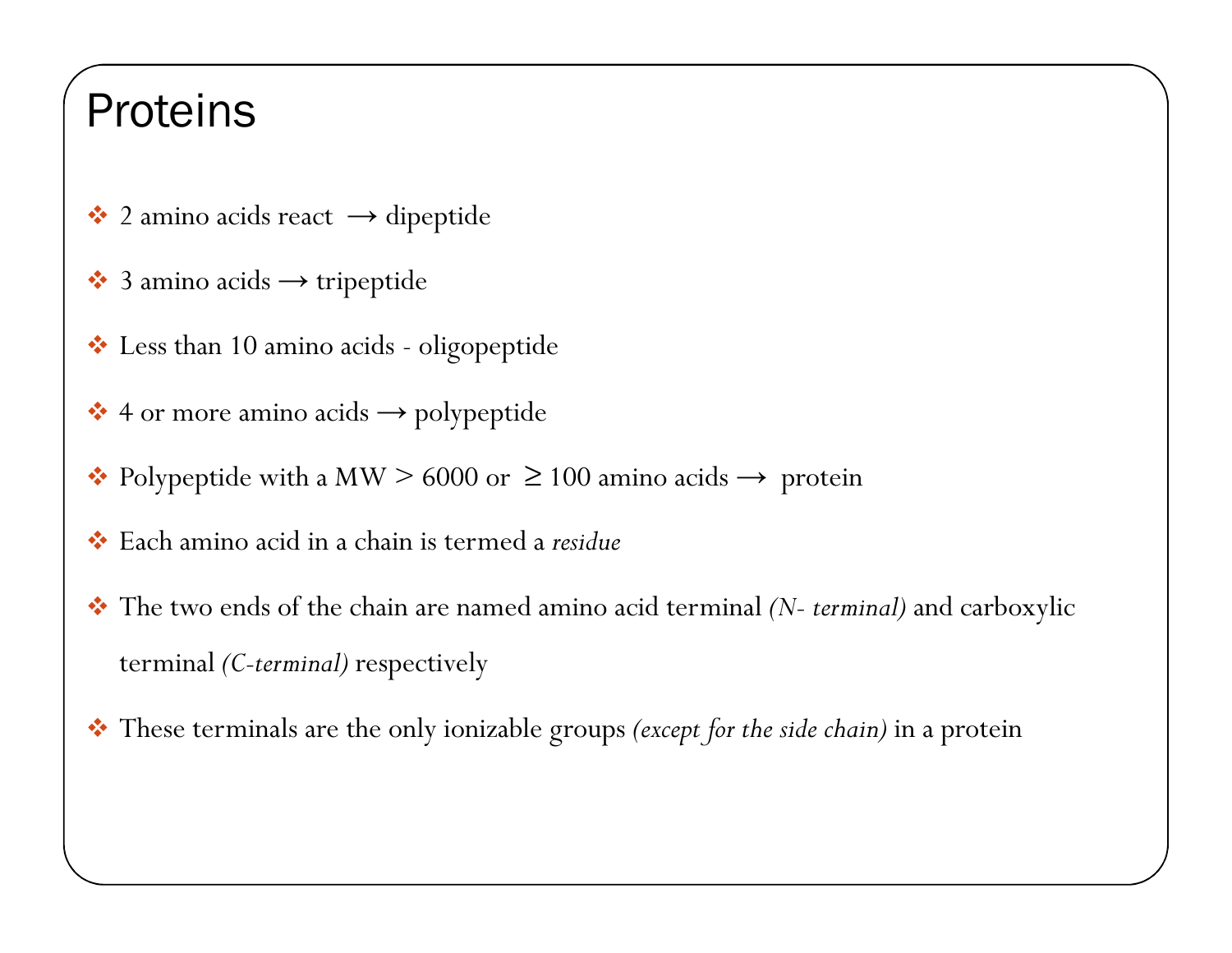# Proteins

- 2 amino acids react → dipeptide
- 3 amino acids → tripeptide
- Less than 10 amino acids - oligopeptide
- 4 or more amino acids → polypeptide
- Polypeptide with a MW > 6000 or ≥ 100 amino acids → protein
- Each amino acid in a chain is termed a *residue*
- The two ends of the chain are named amino acid terminal *(N- terminal)* and carboxylic terminal *(C-terminal)* respectively
- These terminals are the only ionizable groups *(except for the side chain)* in a protein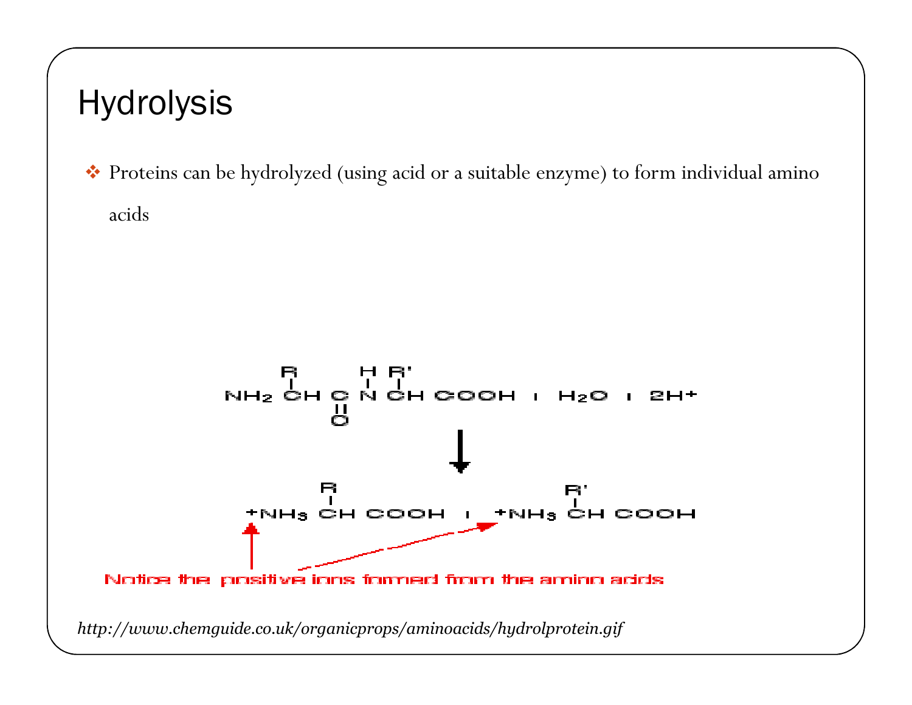## Hydrolysis

- Proteins can be hydrolyzed (using acid or a suitable enzyme) to form individual amino acids

$$\mathrm{NH_2\,CH(R)\,C(=O)\,N(H)\,CH(R')\,COOH + H_2O + 2H^+}$$

$$\downarrow$$

$$\mathrm{{}^+NH_3\,CH(R)\,COOH + {}^+NH_3\,CH(R')\,COOH}$$

Notice the positive ions formed from the amino acids

*http://www.chemguide.co.uk/organicprops/aminoacids/hydrolprotein.gif*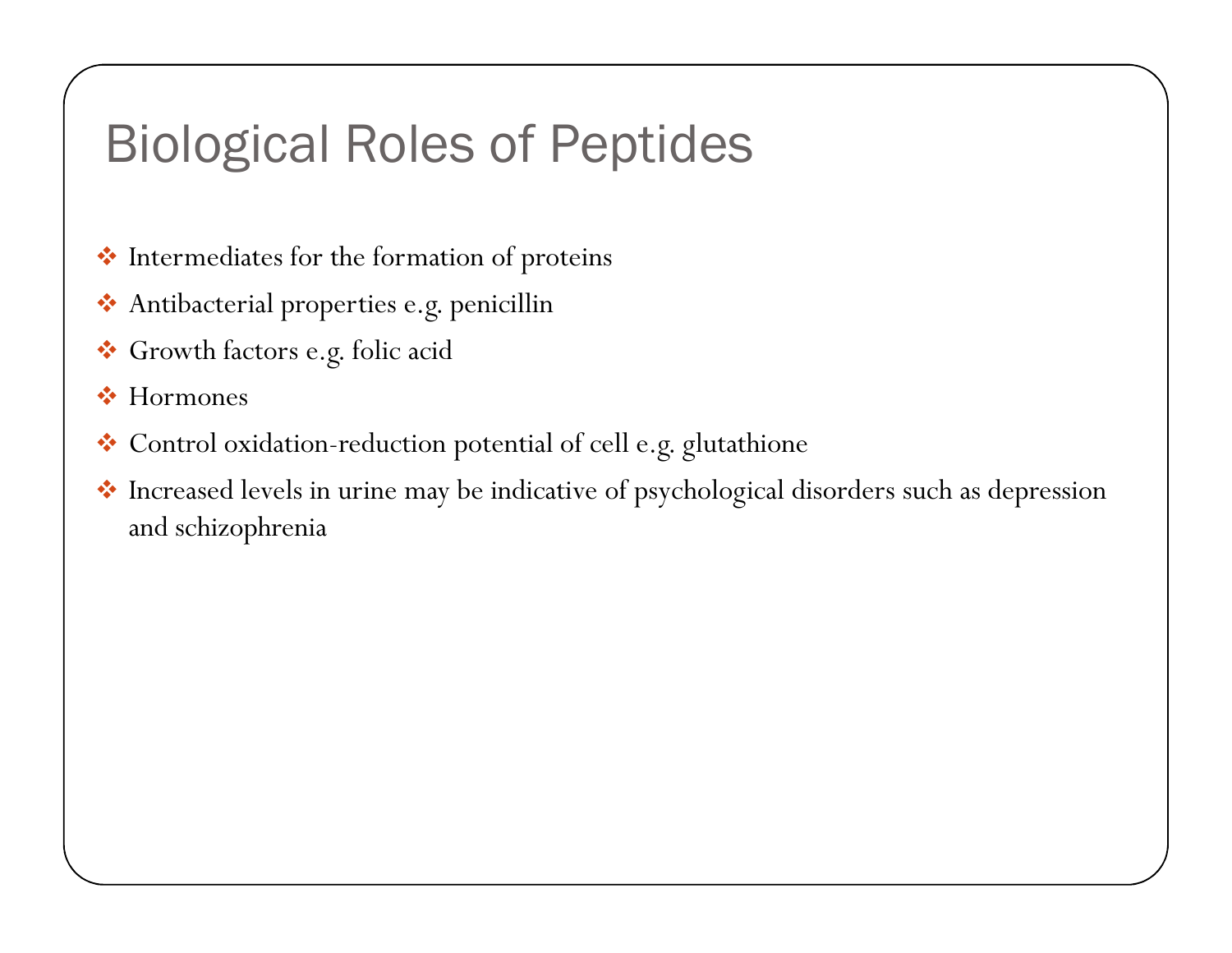# Biological Roles of Peptides

- Intermediates for the formation of proteins
- Antibacterial properties e.g. penicillin
- Growth factors e.g. folic acid
- Hormones
- Control oxidation-reduction potential of cell e.g. glutathione
- Increased levels in urine may be indicative of psychological disorders such as depression and schizophrenia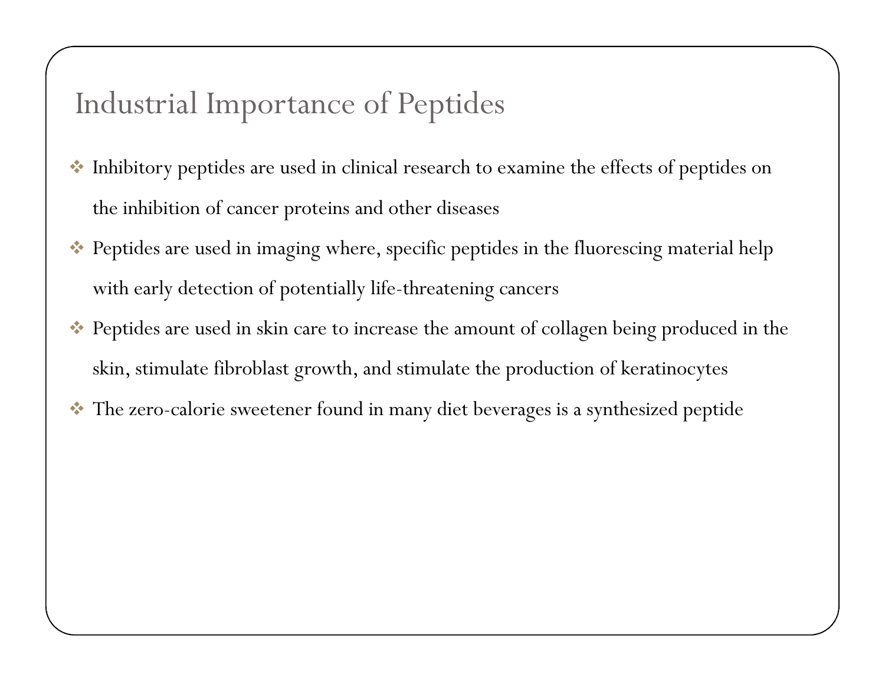# Industrial Importance of Peptides

- Inhibitory peptides are used in clinical research to examine the effects of peptides on the inhibition of cancer proteins and other diseases
- Peptides are used in imaging where, specific peptides in the fluorescing material help with early detection of potentially life-threatening cancers
- Peptides are used in skin care to increase the amount of collagen being produced in the skin, stimulate fibroblast growth, and stimulate the production of keratinocytes
- The zero-calorie sweetener found in many diet beverages is a synthesized peptide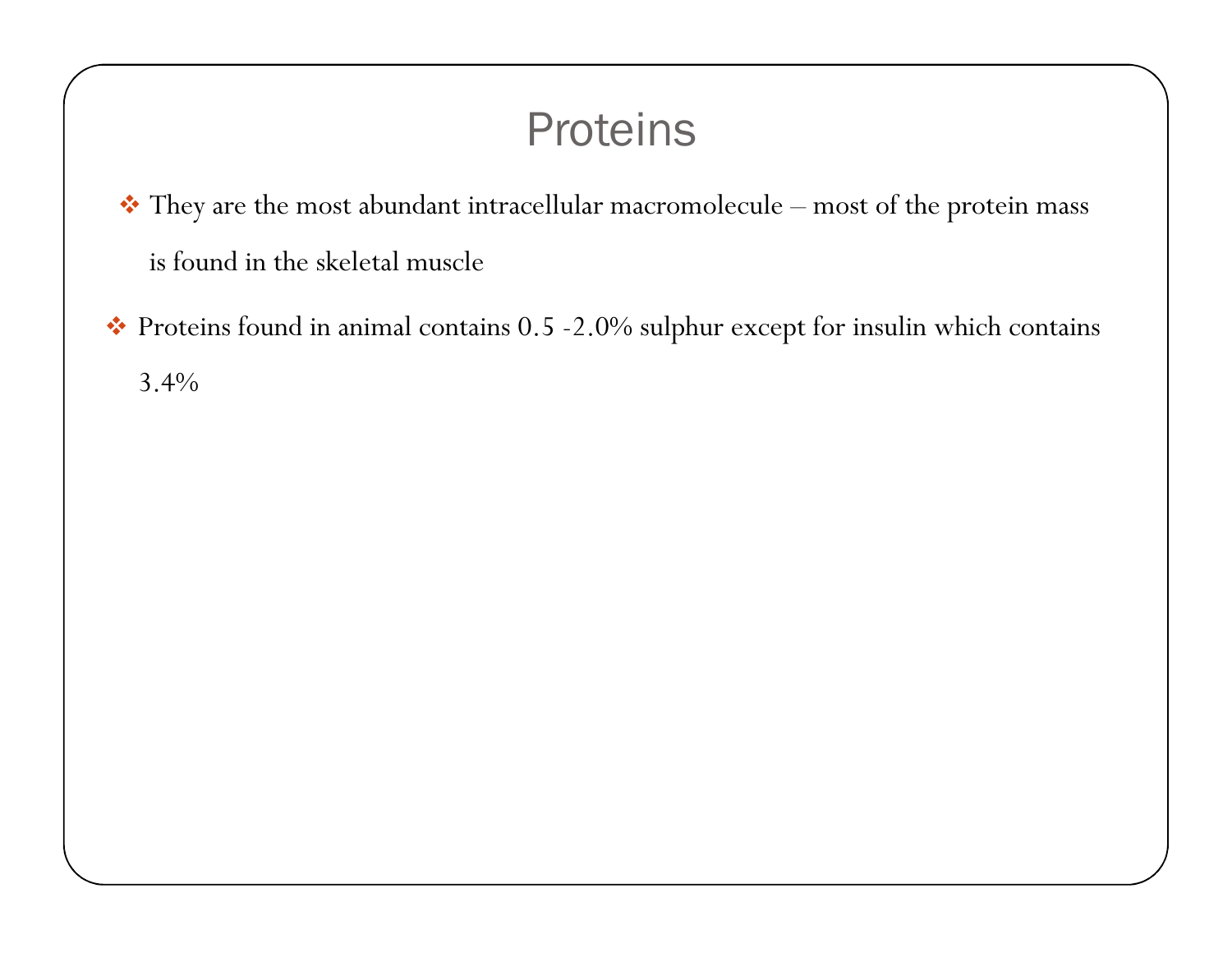# Proteins

- They are the most abundant intracellular macromolecule – most of the protein mass is found in the skeletal muscle
- Proteins found in animal contains 0.5 -2.0% sulphur except for insulin which contains 3.4%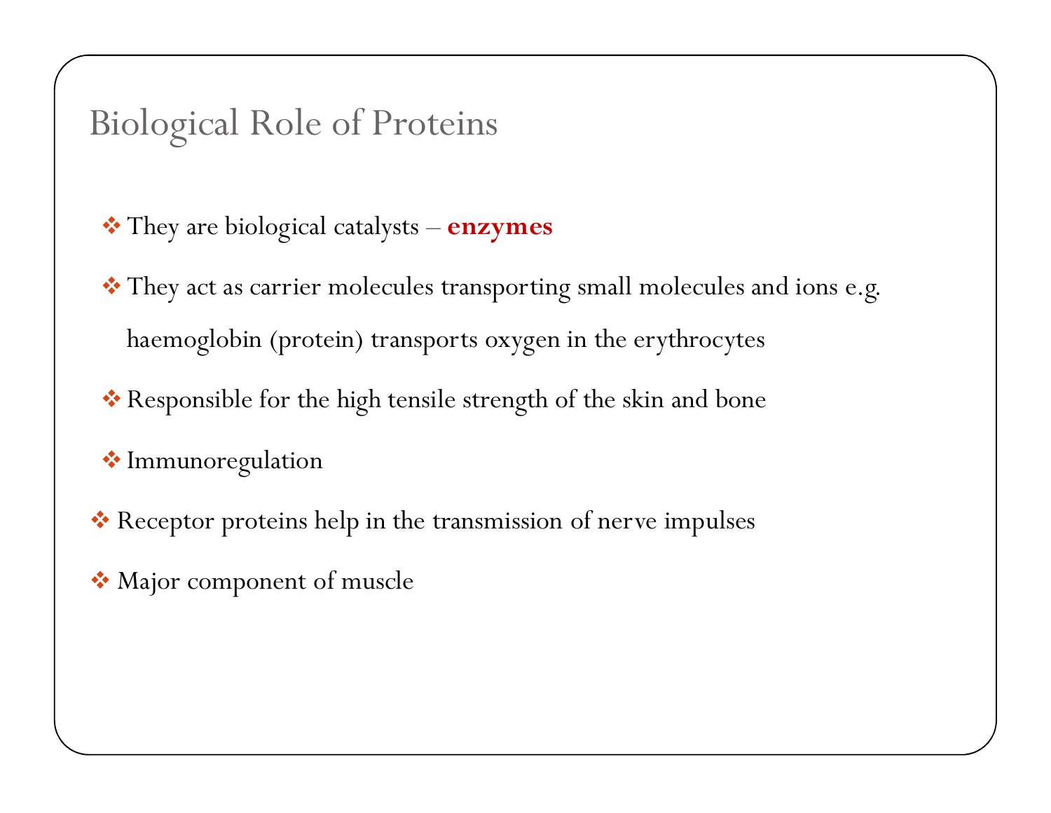# Biological Role of Proteins

- They are biological catalysts – **enzymes**
- They act as carrier molecules transporting small molecules and ions e.g. haemoglobin (protein) transports oxygen in the erythrocytes
- Responsible for the high tensile strength of the skin and bone
- Immunoregulation
- Receptor proteins help in the transmission of nerve impulses
- Major component of muscle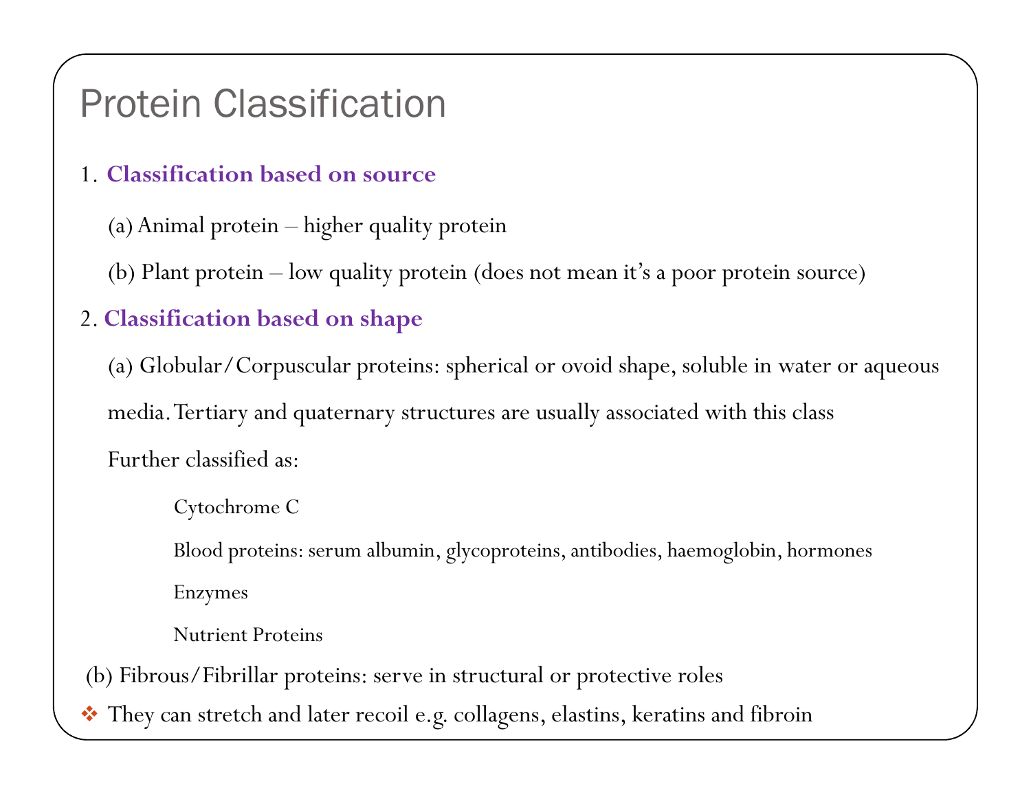# Protein Classification

1. **Classification based on source**

   (a) Animal protein – higher quality protein

   (b) Plant protein – low quality protein (does not mean it's a poor protein source)

2. **Classification based on shape**

   (a) Globular/Corpuscular proteins: spherical or ovoid shape, soluble in water or aqueous media. Tertiary and quaternary structures are usually associated with this class

   Further classified as:

   - Cytochrome C
   - Blood proteins: serum albumin, glycoproteins, antibodies, haemoglobin, hormones
   - Enzymes
   - Nutrient Proteins

   (b) Fibrous/Fibrillar proteins: serve in structural or protective roles

- They can stretch and later recoil e.g. collagens, elastins, keratins and fibroin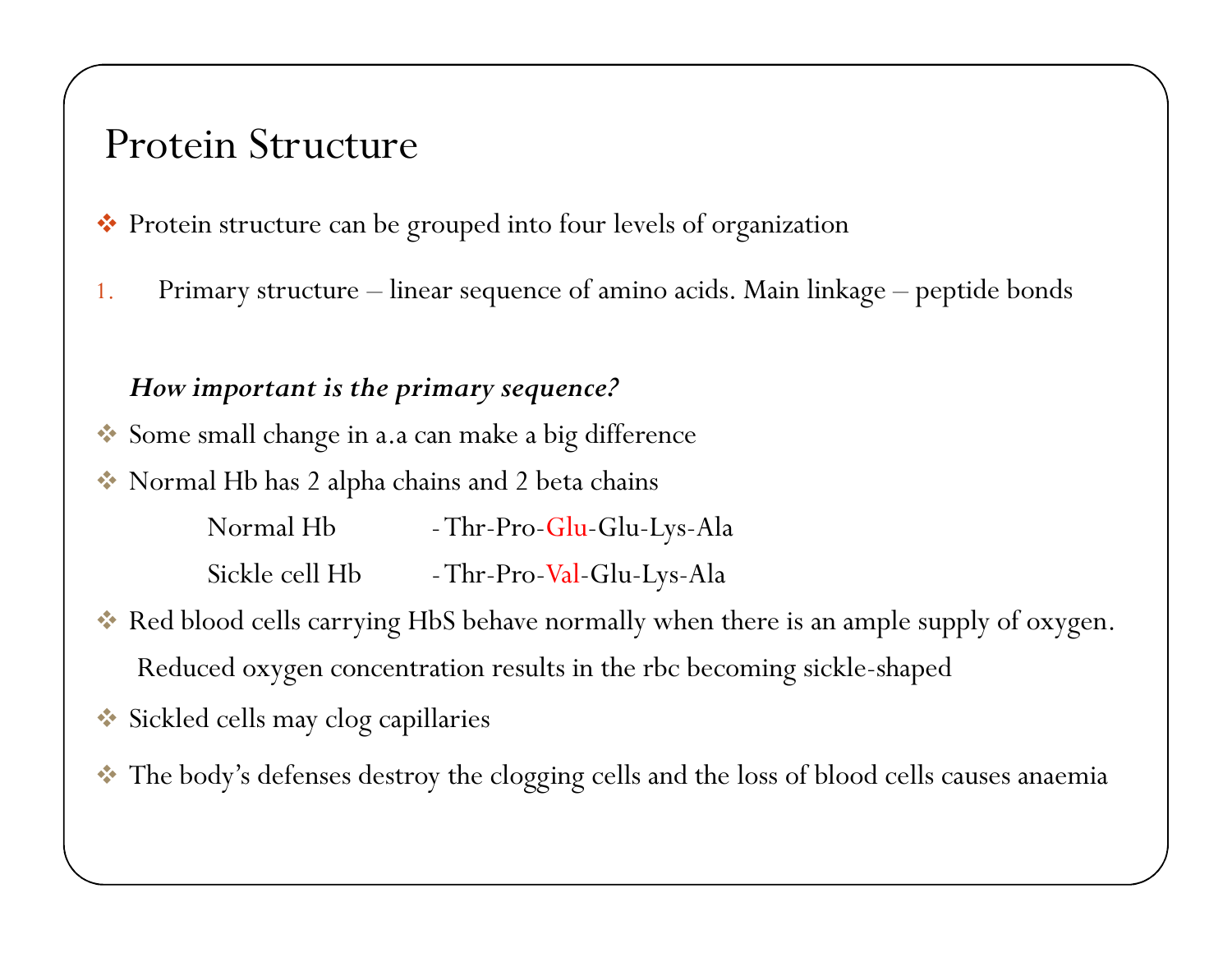# Protein Structure

- Protein structure can be grouped into four levels of organization

1. Primary structure – linear sequence of amino acids. Main linkage – peptide bonds

***How important is the primary sequence?***

- Some small change in a.a can make a big difference
- Normal Hb has 2 alpha chains and 2 beta chains

  Normal Hb -Thr-Pro-Glu-Glu-Lys-Ala

  Sickle cell Hb -Thr-Pro-Val-Glu-Lys-Ala

- Red blood cells carrying HbS behave normally when there is an ample supply of oxygen. Reduced oxygen concentration results in the rbc becoming sickle-shaped
- Sickled cells may clog capillaries
- The body's defenses destroy the clogging cells and the loss of blood cells causes anaemia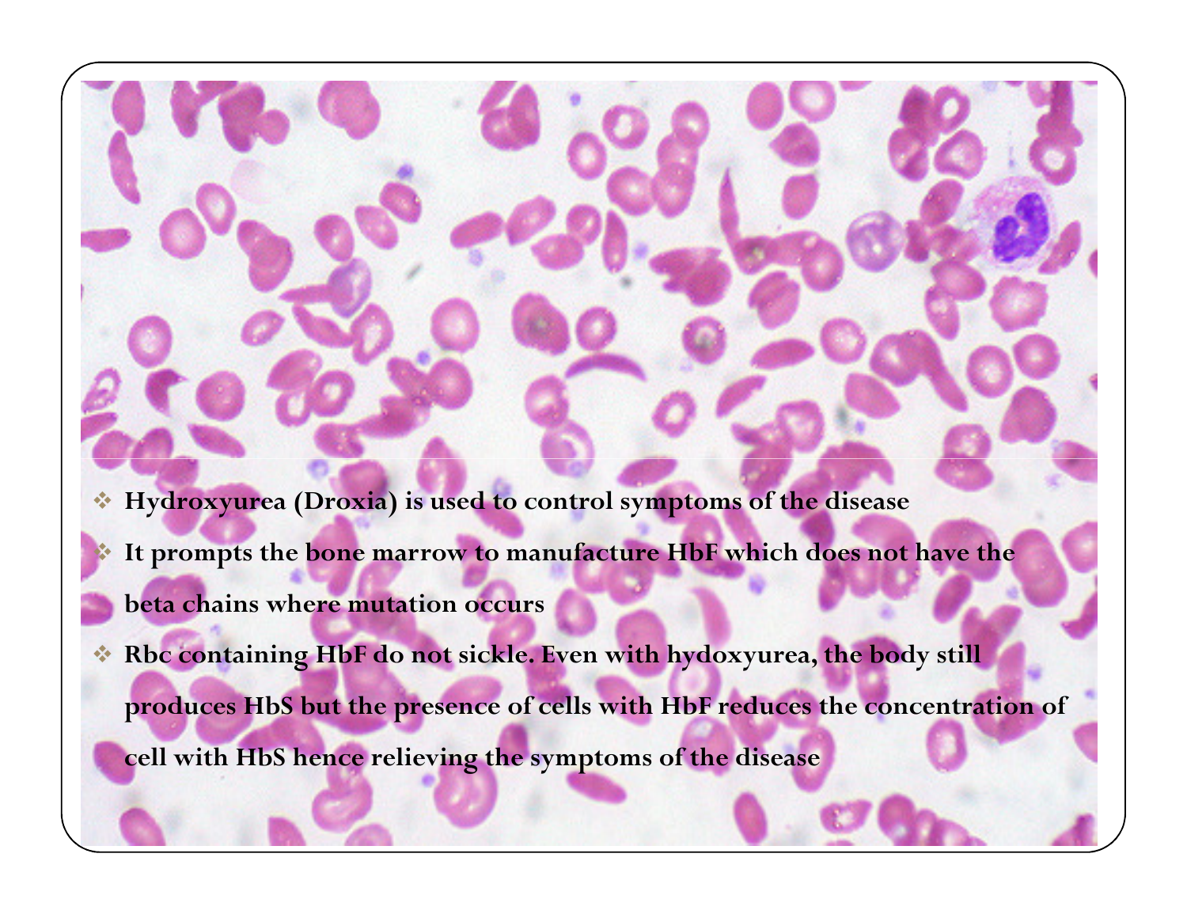- Hydroxyurea (Droxia) is used to control symptoms of the disease
- It prompts the bone marrow to manufacture HbF which does not have the beta chains where mutation occurs
- Rbc containing HbF do not sickle. Even with hydoxyurea, the body still produces HbS but the presence of cells with HbF reduces the concentration of cell with HbS hence relieving the symptoms of the disease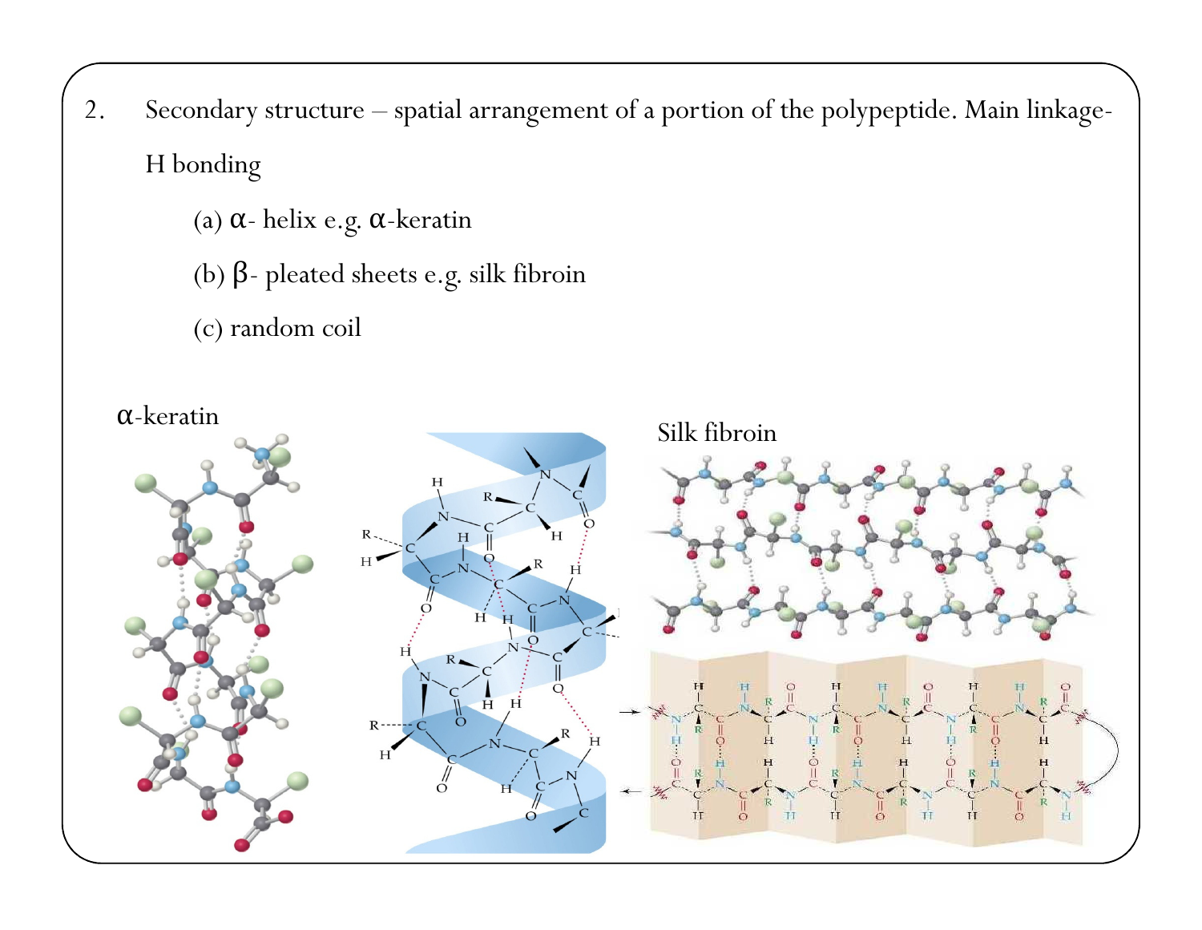2. Secondary structure – spatial arrangement of a portion of the polypeptide. Main linkage- H bonding

   (a) α- helix e.g. α-keratin

   (b) β- pleated sheets e.g. silk fibroin

   (c) random coil

α-keratin

Silk fibroin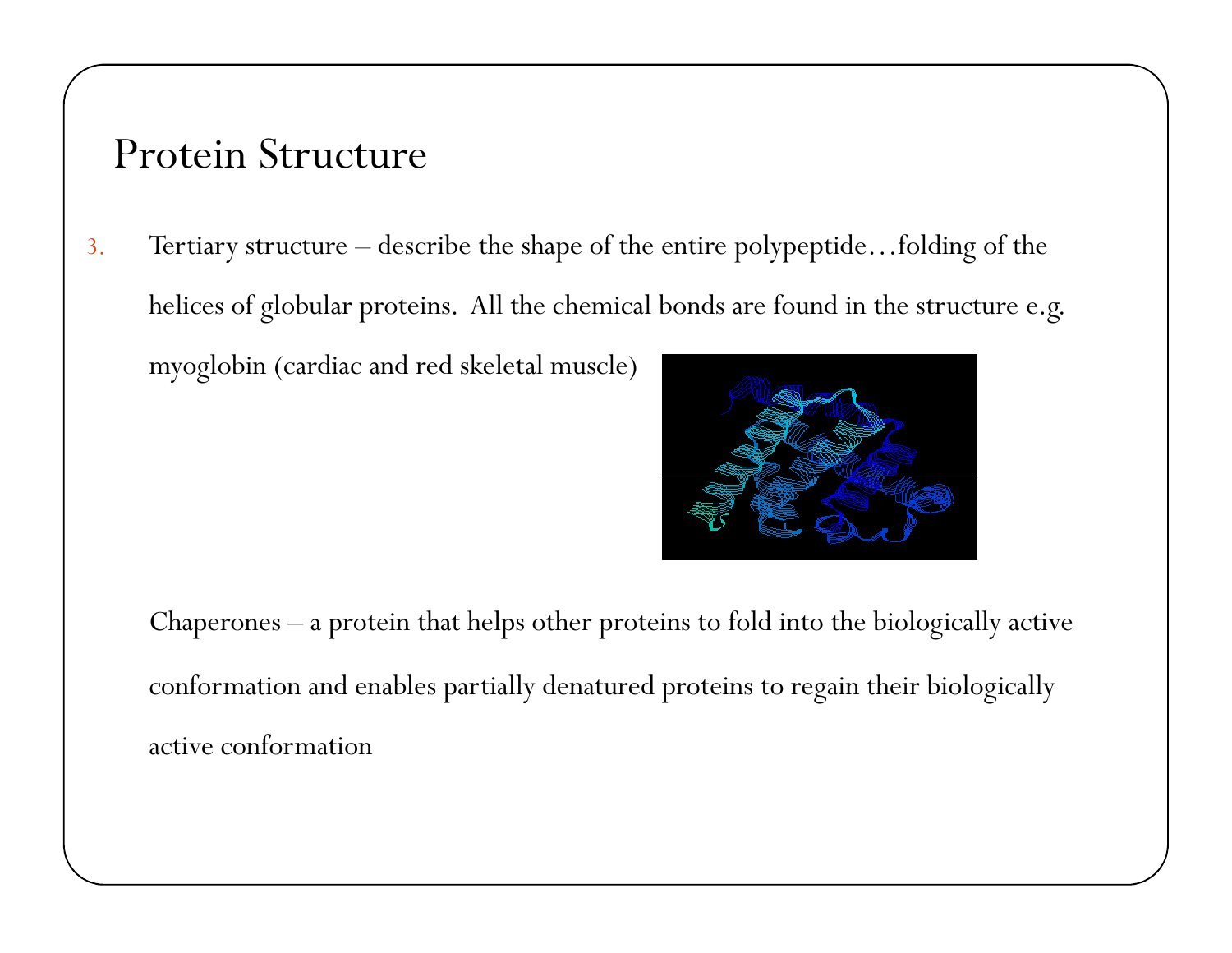# Protein Structure

3. Tertiary structure – describe the shape of the entire polypeptide…folding of the helices of globular proteins. All the chemical bonds are found in the structure e.g. myoglobin (cardiac and red skeletal muscle)

   Chaperones – a protein that helps other proteins to fold into the biologically active conformation and enables partially denatured proteins to regain their biologically active conformation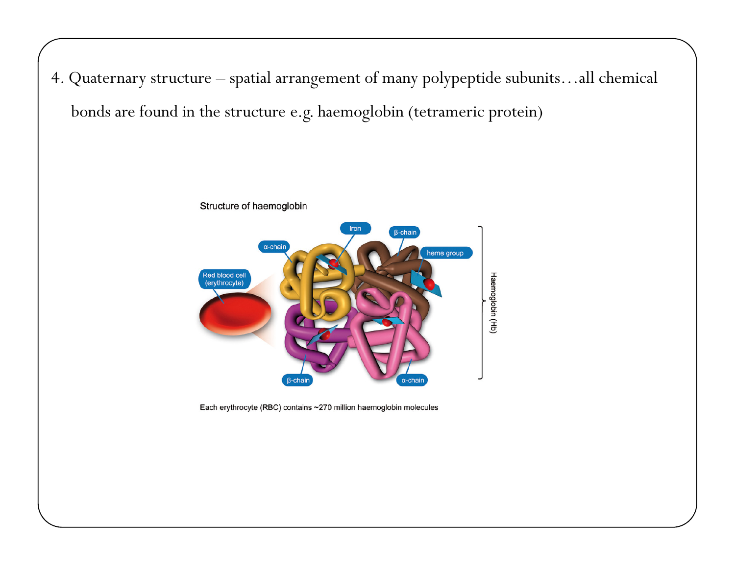4. Quaternary structure – spatial arrangement of many polypeptide subunits…all chemical bonds are found in the structure e.g. haemoglobin (tetrameric protein)

Structure of haemoglobin

Each erythrocyte (RBC) contains ~270 million haemoglobin molecules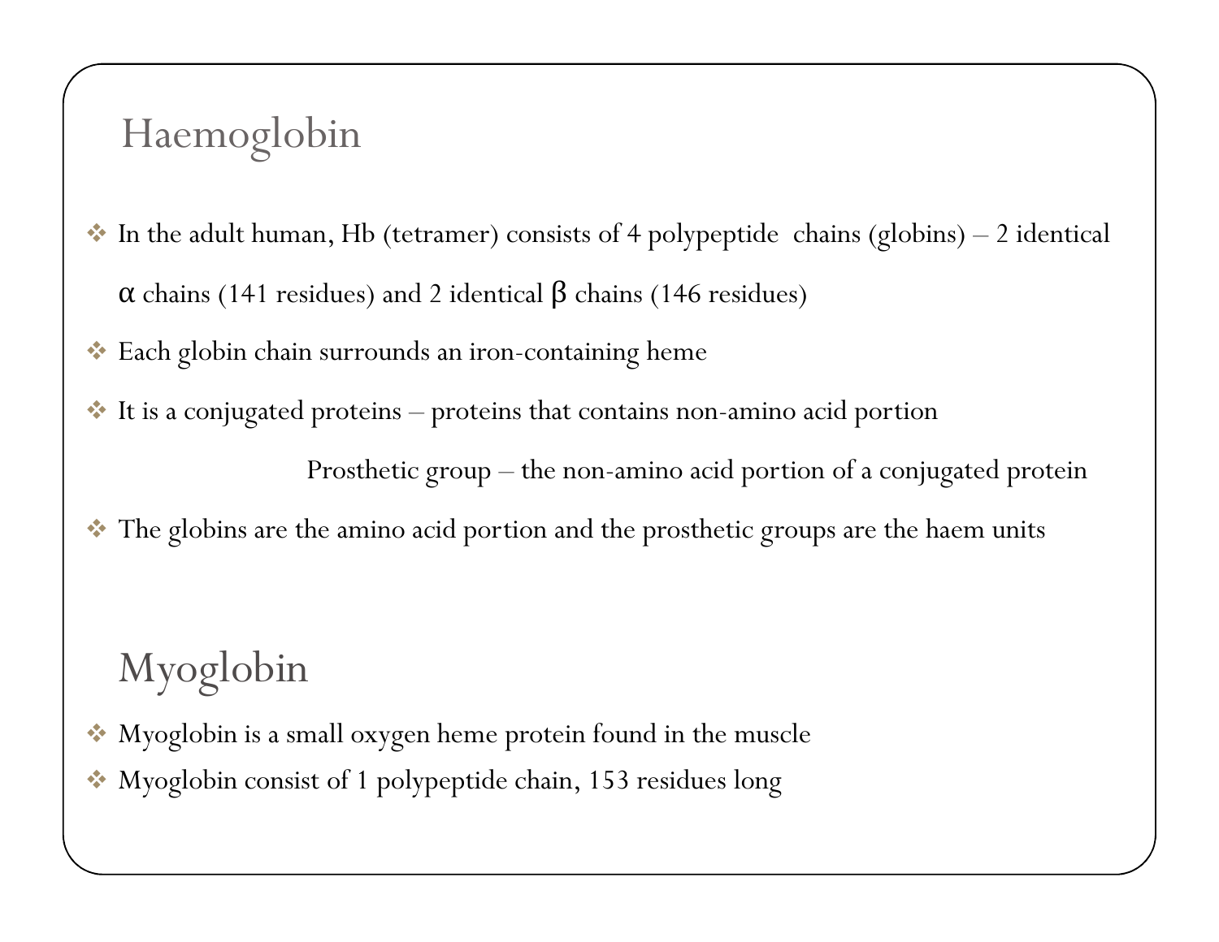## Haemoglobin

- In the adult human, Hb (tetramer) consists of 4 polypeptide chains (globins) – 2 identical α chains (141 residues) and 2 identical β chains (146 residues)
- Each globin chain surrounds an iron-containing heme
- It is a conjugated proteins – proteins that contains non-amino acid portion

  Prosthetic group – the non-amino acid portion of a conjugated protein
- The globins are the amino acid portion and the prosthetic groups are the haem units

## Myoglobin

- Myoglobin is a small oxygen heme protein found in the muscle
- Myoglobin consist of 1 polypeptide chain, 153 residues long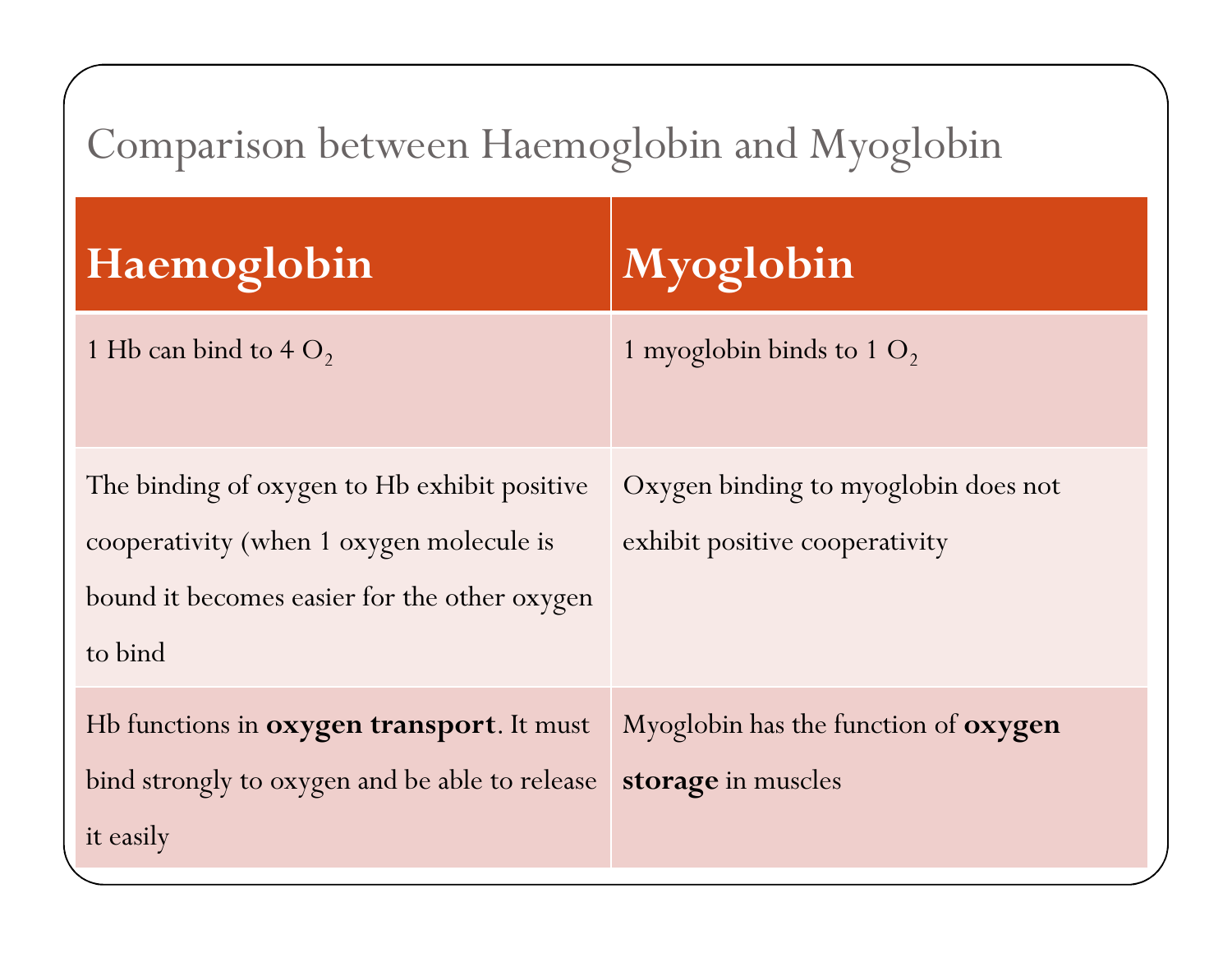# Comparison between Haemoglobin and Myoglobin

| Haemoglobin | Myoglobin |
| --- | --- |
| 1 Hb can bind to 4 $O_2$ | 1 myoglobin binds to 1 $O_2$ |
| The binding of oxygen to Hb exhibit positive cooperativity (when 1 oxygen molecule is bound it becomes easier for the other oxygen to bind | Oxygen binding to myoglobin does not exhibit positive cooperativity |
| Hb functions in **oxygen transport**. It must bind strongly to oxygen and be able to release it easily | Myoglobin has the function of **oxygen storage** in muscles |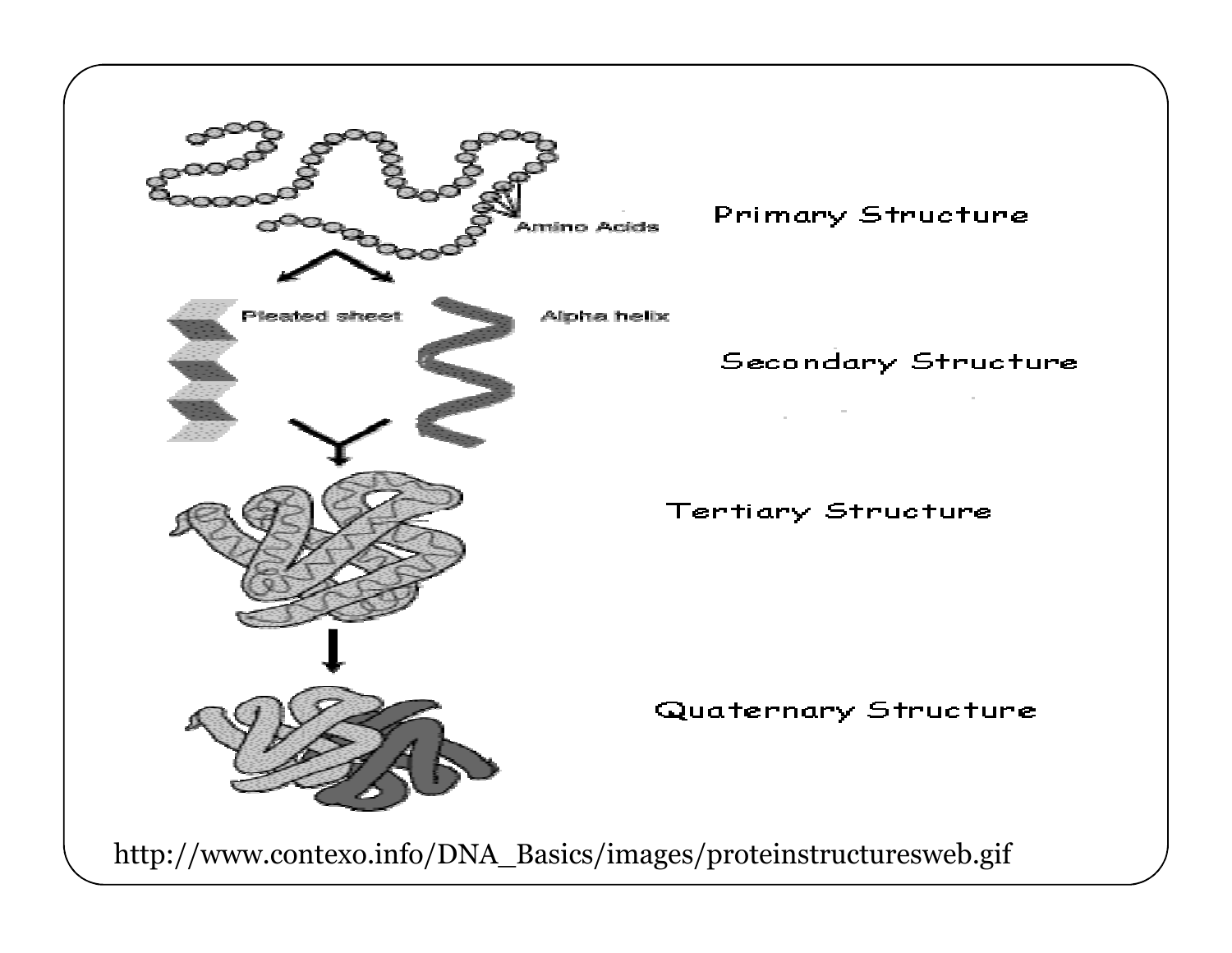Primary Structure

Amino Acids

Pleated sheet

Alpha helix

Secondary Structure

Tertiary Structure

Quaternary Structure

http://www.contexo.info/DNA_Basics/images/proteinstructuresweb.gif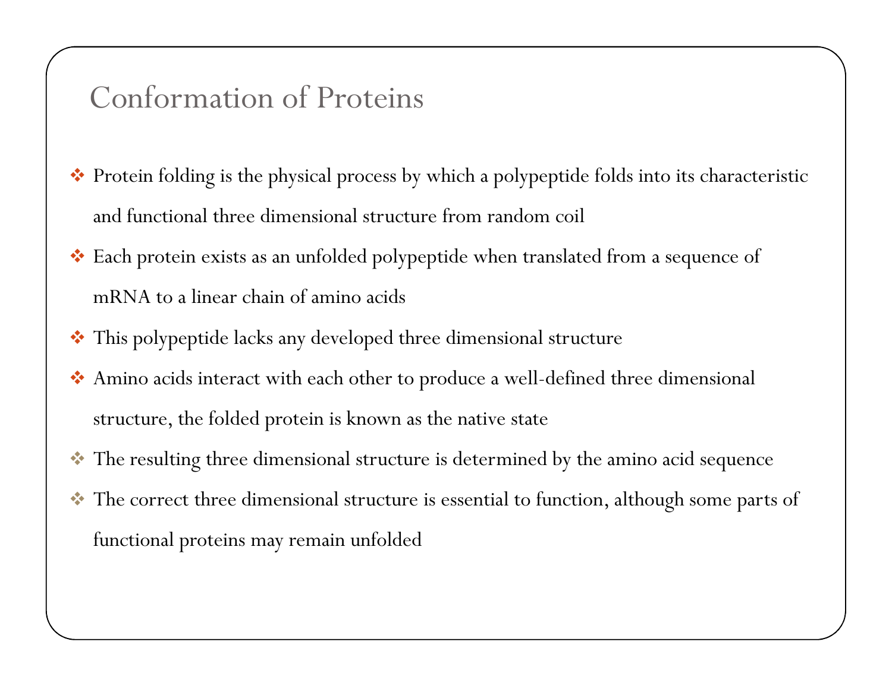# Conformation of Proteins

- Protein folding is the physical process by which a polypeptide folds into its characteristic and functional three dimensional structure from random coil
- Each protein exists as an unfolded polypeptide when translated from a sequence of mRNA to a linear chain of amino acids
- This polypeptide lacks any developed three dimensional structure
- Amino acids interact with each other to produce a well-defined three dimensional structure, the folded protein is known as the native state
- The resulting three dimensional structure is determined by the amino acid sequence
- The correct three dimensional structure is essential to function, although some parts of functional proteins may remain unfolded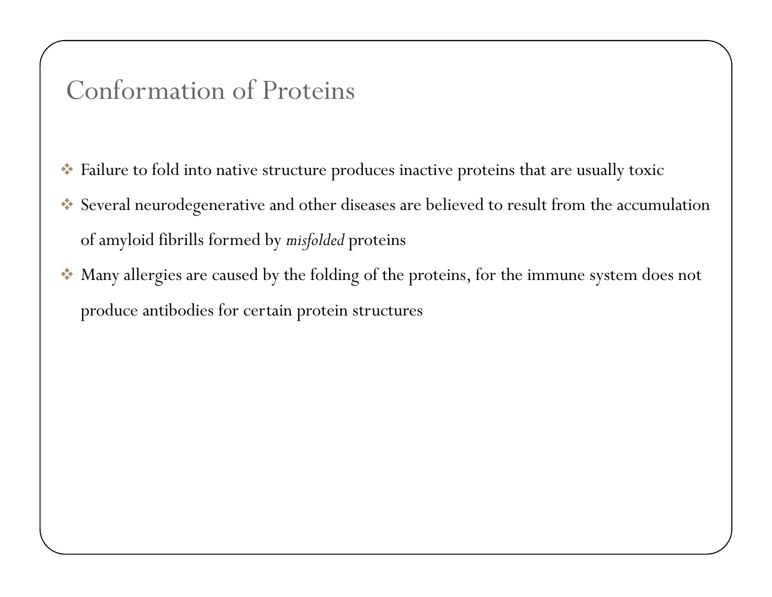# Conformation of Proteins

- Failure to fold into native structure produces inactive proteins that are usually toxic
- Several neurodegenerative and other diseases are believed to result from the accumulation of amyloid fibrills formed by *misfolded* proteins
- Many allergies are caused by the folding of the proteins, for the immune system does not produce antibodies for certain protein structures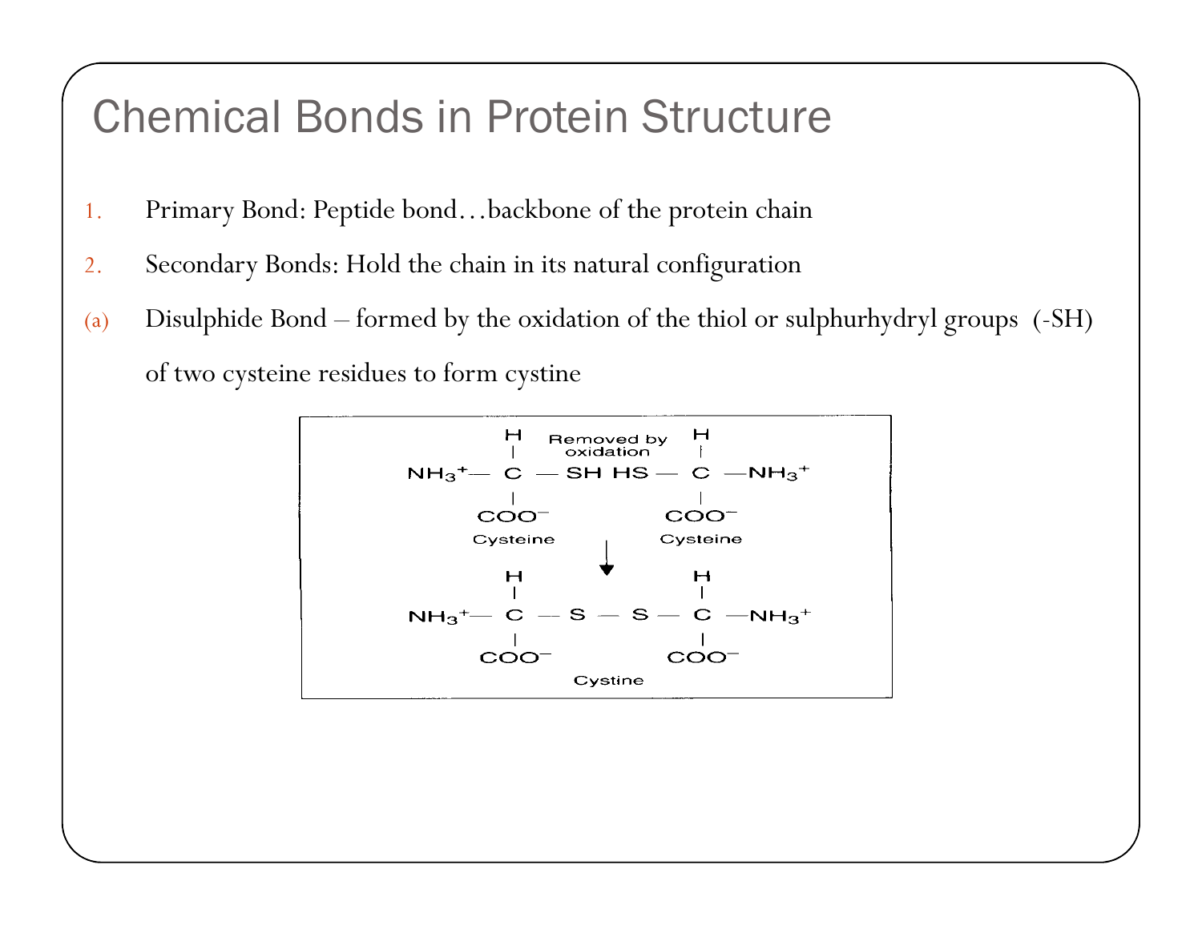# Chemical Bonds in Protein Structure

1. Primary Bond: Peptide bond…backbone of the protein chain
2. Secondary Bonds: Hold the chain in its natural configuration

(a) Disulphide Bond – formed by the oxidation of the thiol or sulphurhydryl groups (-SH) of two cysteine residues to form cystine

```
        H      Removed by     H
        |       oxidation     |
NH3+— C — SH  HS — C —NH3+
        |                     |
       COO−                  COO−
     Cysteine              Cysteine
                  ↓
        H                     H
        |                     |
NH3+— C — S — S — C —NH3+
        |                     |
       COO−                  COO−
                Cystine
```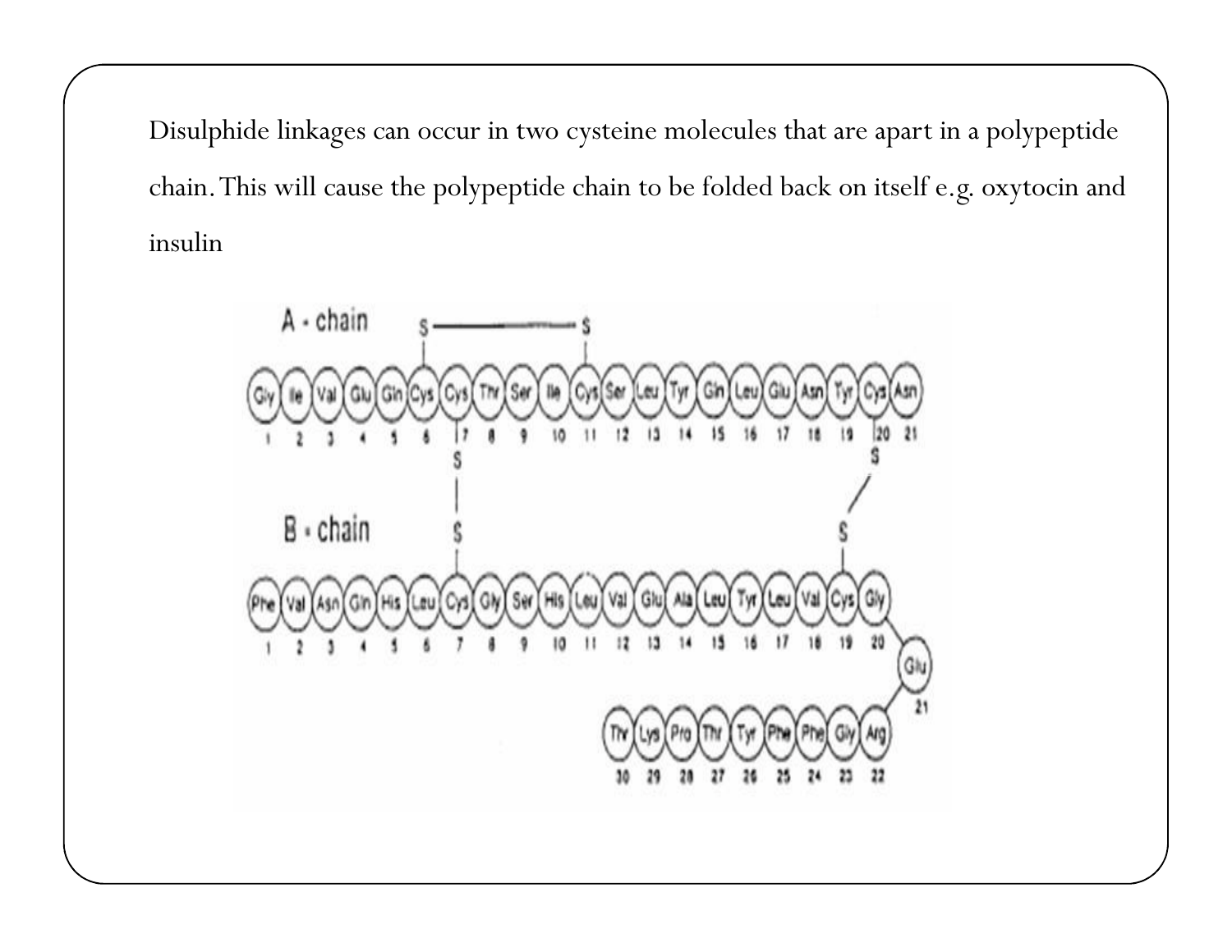Disulphide linkages can occur in two cysteine molecules that are apart in a polypeptide chain. This will cause the polypeptide chain to be folded back on itself e.g. oxytocin and insulin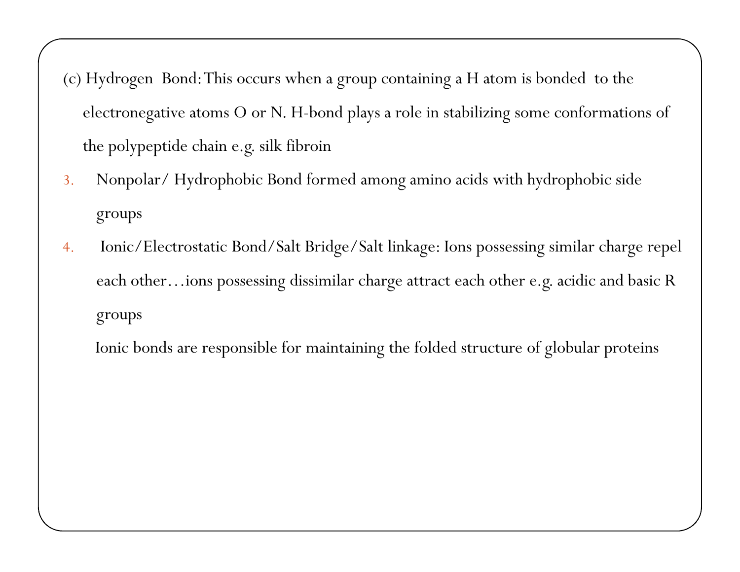(c) Hydrogen Bond: This occurs when a group containing a H atom is bonded to the electronegative atoms O or N. H-bond plays a role in stabilizing some conformations of the polypeptide chain e.g. silk fibroin

3. Nonpolar/ Hydrophobic Bond formed among amino acids with hydrophobic side groups

4. Ionic/Electrostatic Bond/Salt Bridge/Salt linkage: Ions possessing similar charge repel each other…ions possessing dissimilar charge attract each other e.g. acidic and basic R groups

   Ionic bonds are responsible for maintaining the folded structure of globular proteins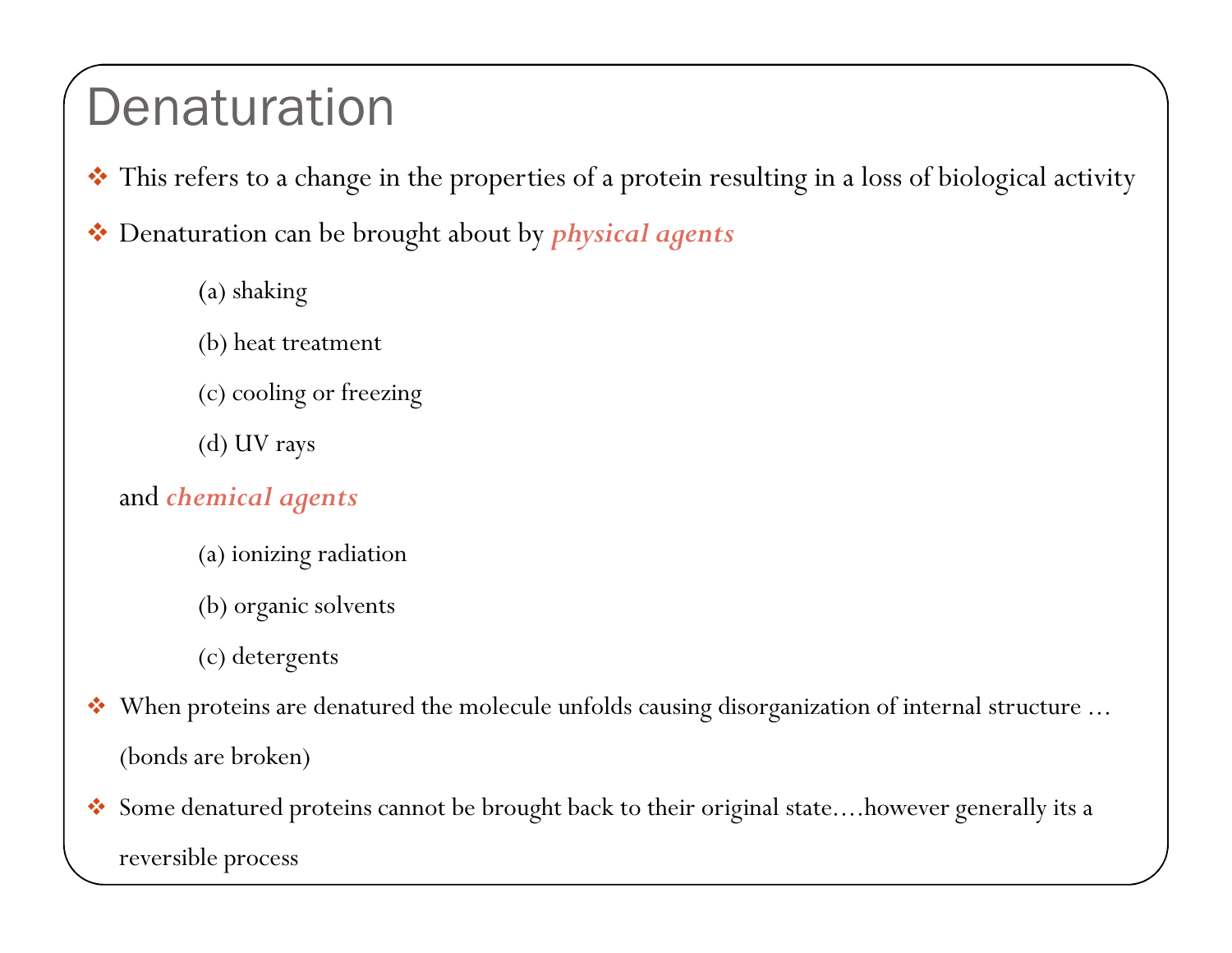# Denaturation

- This refers to a change in the properties of a protein resulting in a loss of biological activity
- Denaturation can be brought about by ***physical agents***

  (a) shaking

  (b) heat treatment

  (c) cooling or freezing

  (d) UV rays

  and ***chemical agents***

  (a) ionizing radiation

  (b) organic solvents

  (c) detergents

- When proteins are denatured the molecule unfolds causing disorganization of internal structure … (bonds are broken)
- Some denatured proteins cannot be brought back to their original state….however generally its a reversible process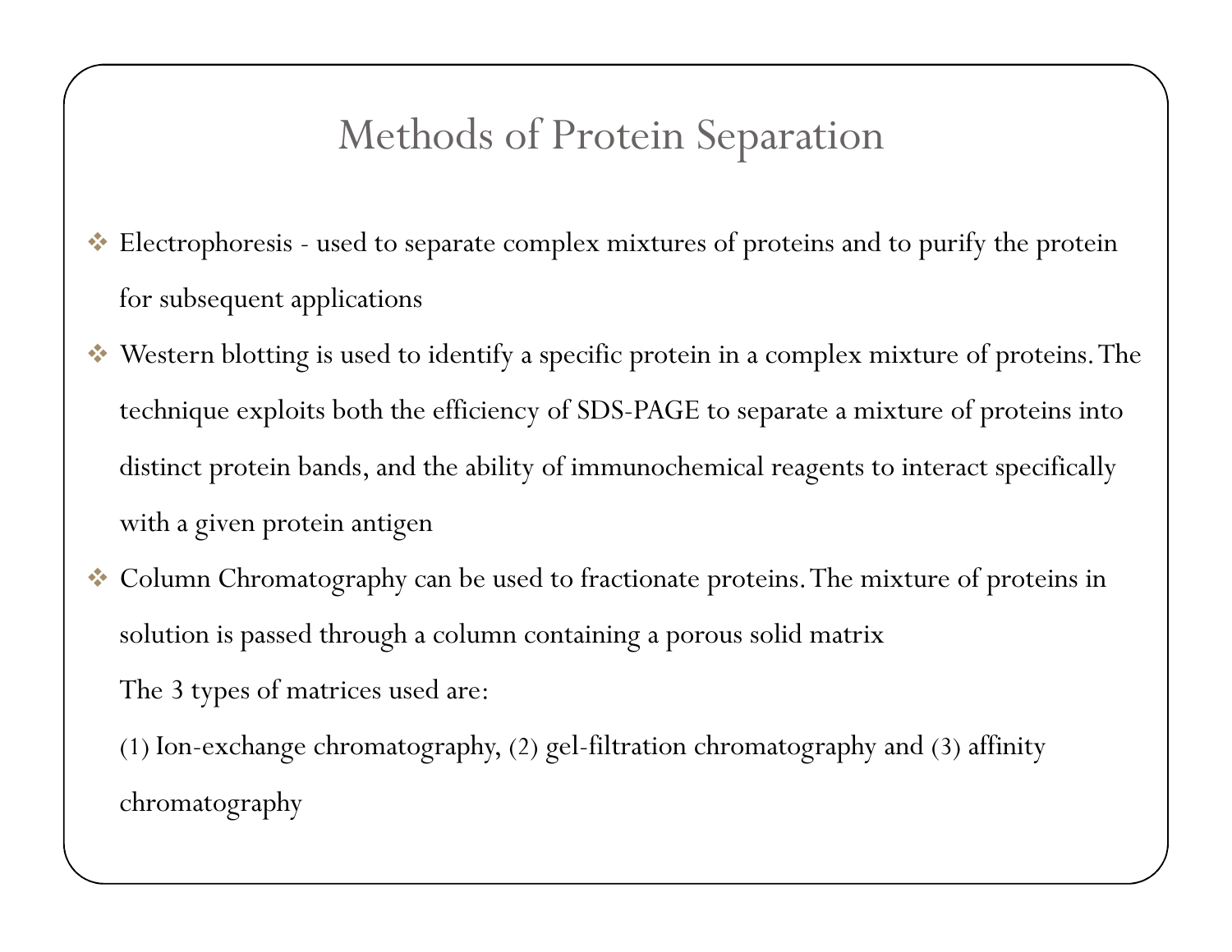# Methods of Protein Separation

- Electrophoresis - used to separate complex mixtures of proteins and to purify the protein for subsequent applications
- Western blotting is used to identify a specific protein in a complex mixture of proteins. The technique exploits both the efficiency of SDS-PAGE to separate a mixture of proteins into distinct protein bands, and the ability of immunochemical reagents to interact specifically with a given protein antigen
- Column Chromatography can be used to fractionate proteins. The mixture of proteins in solution is passed through a column containing a porous solid matrix

  The 3 types of matrices used are:

  (1) Ion-exchange chromatography, (2) gel-filtration chromatography and (3) affinity chromatography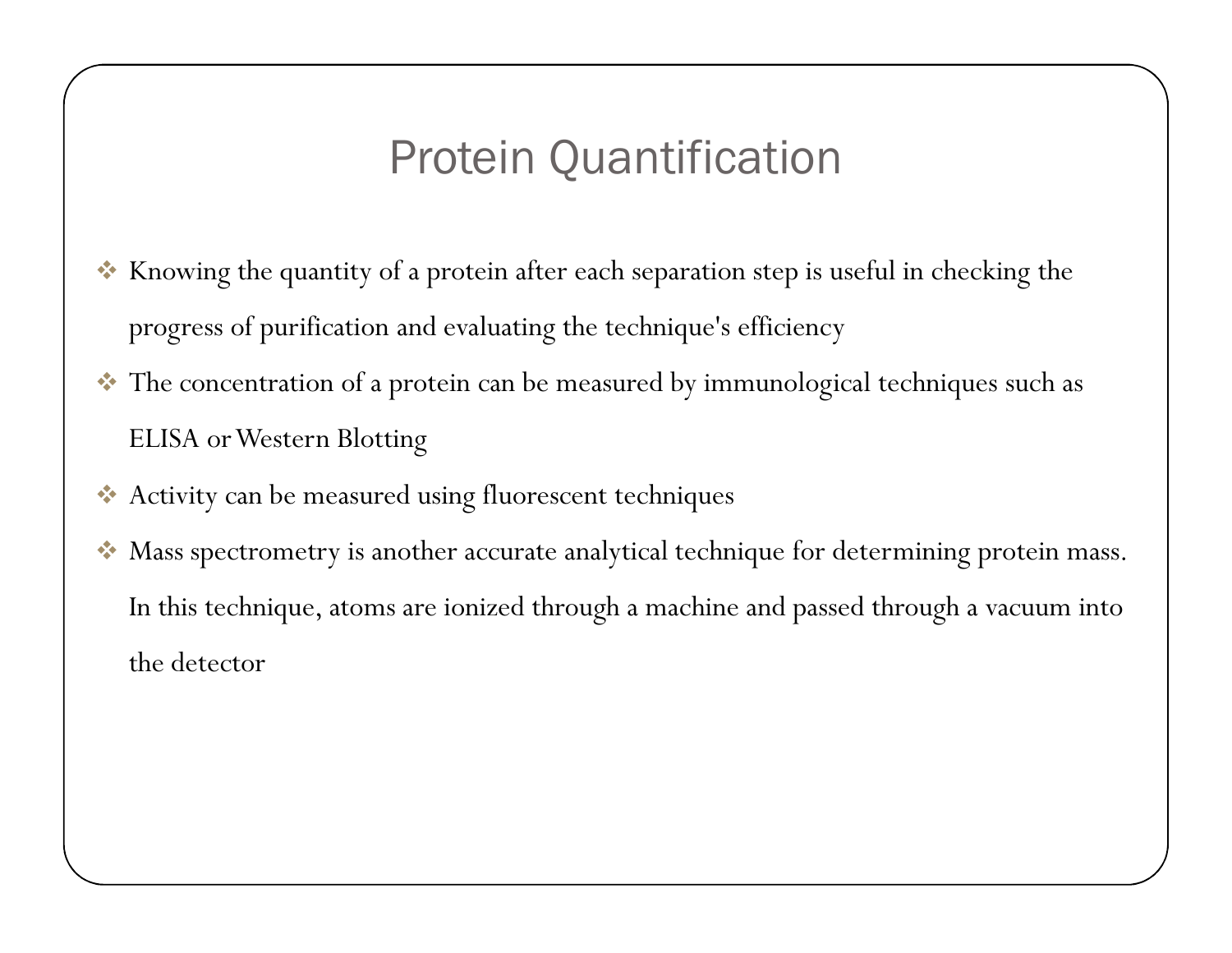# Protein Quantification

- Knowing the quantity of a protein after each separation step is useful in checking the progress of purification and evaluating the technique's efficiency
- The concentration of a protein can be measured by immunological techniques such as ELISA or Western Blotting
- Activity can be measured using fluorescent techniques
- Mass spectrometry is another accurate analytical technique for determining protein mass. In this technique, atoms are ionized through a machine and passed through a vacuum into the detector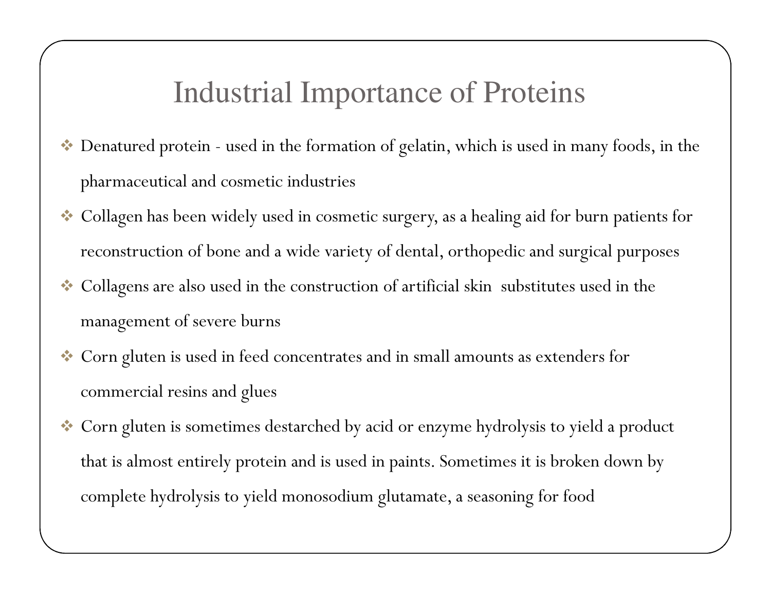# Industrial Importance of Proteins

- Denatured protein - used in the formation of gelatin, which is used in many foods, in the pharmaceutical and cosmetic industries
- Collagen has been widely used in cosmetic surgery, as a healing aid for burn patients for reconstruction of bone and a wide variety of dental, orthopedic and surgical purposes
- Collagens are also used in the construction of artificial skin substitutes used in the management of severe burns
- Corn gluten is used in feed concentrates and in small amounts as extenders for commercial resins and glues
- Corn gluten is sometimes destarched by acid or enzyme hydrolysis to yield a product that is almost entirely protein and is used in paints. Sometimes it is broken down by complete hydrolysis to yield monosodium glutamate, a seasoning for food